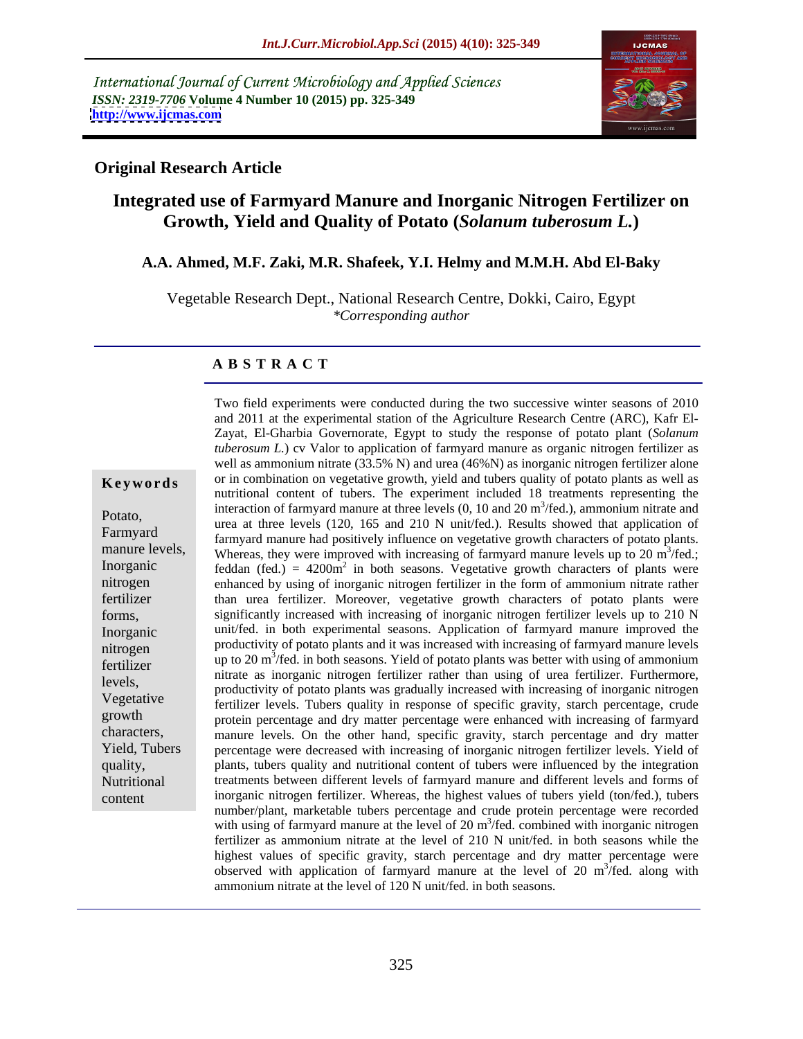International Journal of Current Microbiology and Applied Sciences
*ISSN: 2319-7706* **Volume 4 Number 10 (2015) pp. 325-349**
**http://www.ijcmas.com**

## Original Research Article

# Integrated use of Farmyard Manure and Inorganic Nitrogen Fertilizer on Growth, Yield and Quality of Potato (*Solanum tuberosum L.*)

### A.A. Ahmed, M.F. Zaki, M.R. Shafeek, Y.I. Helmy and M.M.H. Abd El-Baky

Vegetable Research Dept., National Research Centre, Dokki, Cairo, Egypt
*\*Corresponding author*

## A B S T R A C T

**Keywords**

Potato, Farmyard manure levels, Inorganic nitrogen fertilizer forms, Inorganic nitrogen fertilizer levels, Vegetative growth characters, Yield, Tubers quality, Nutritional content

Two field experiments were conducted during the two successive winter seasons of 2010 and 2011 at the experimental station of the Agriculture Research Centre (ARC), Kafr El-Zayat, El-Gharbia Governorate, Egypt to study the response of potato plant (*Solanum tuberosum L.*) cv Valor to application of farmyard manure as organic nitrogen fertilizer as well as ammonium nitrate (33.5% N) and urea (46%N) as inorganic nitrogen fertilizer alone or in combination on vegetative growth, yield and tubers quality of potato plants as well as nutritional content of tubers. The experiment included 18 treatments representing the interaction of farmyard manure at three levels (0, 10 and 20 $m^3$/fed.), ammonium nitrate and urea at three levels (120, 165 and 210 N unit/fed.). Results showed that application of farmyard manure had positively influence on vegetative growth characters of potato plants. Whereas, they were improved with increasing of farmyard manure levels up to 20 $m^3$/fed.; feddan (fed.) = 4200$m^2$ in both seasons. Vegetative growth characters of plants were enhanced by using of inorganic nitrogen fertilizer in the form of ammonium nitrate rather than urea fertilizer. Moreover, vegetative growth characters of potato plants were significantly increased with increasing of inorganic nitrogen fertilizer levels up to 210 N unit/fed. in both experimental seasons. Application of farmyard manure improved the productivity of potato plants and it was increased with increasing of farmyard manure levels up to 20 $m^3$/fed. in both seasons. Yield of potato plants was better with using of ammonium nitrate as inorganic nitrogen fertilizer rather than using of urea fertilizer. Furthermore, productivity of potato plants was gradually increased with increasing of inorganic nitrogen fertilizer levels. Tubers quality in response of specific gravity, starch percentage, crude protein percentage and dry matter percentage were enhanced with increasing of farmyard manure levels. On the other hand, specific gravity, starch percentage and dry matter percentage were decreased with increasing of inorganic nitrogen fertilizer levels. Yield of plants, tubers quality and nutritional content of tubers were influenced by the integration treatments between different levels of farmyard manure and different levels and forms of inorganic nitrogen fertilizer. Whereas, the highest values of tubers yield (ton/fed.), tubers number/plant, marketable tubers percentage and crude protein percentage were recorded with using of farmyard manure at the level of 20 $m^3$/fed. combined with inorganic nitrogen fertilizer as ammonium nitrate at the level of 210 N unit/fed. in both seasons while the highest values of specific gravity, starch percentage and dry matter percentage were observed with application of farmyard manure at the level of 20 $m^3$/fed. along with ammonium nitrate at the level of 120 N unit/fed. in both seasons.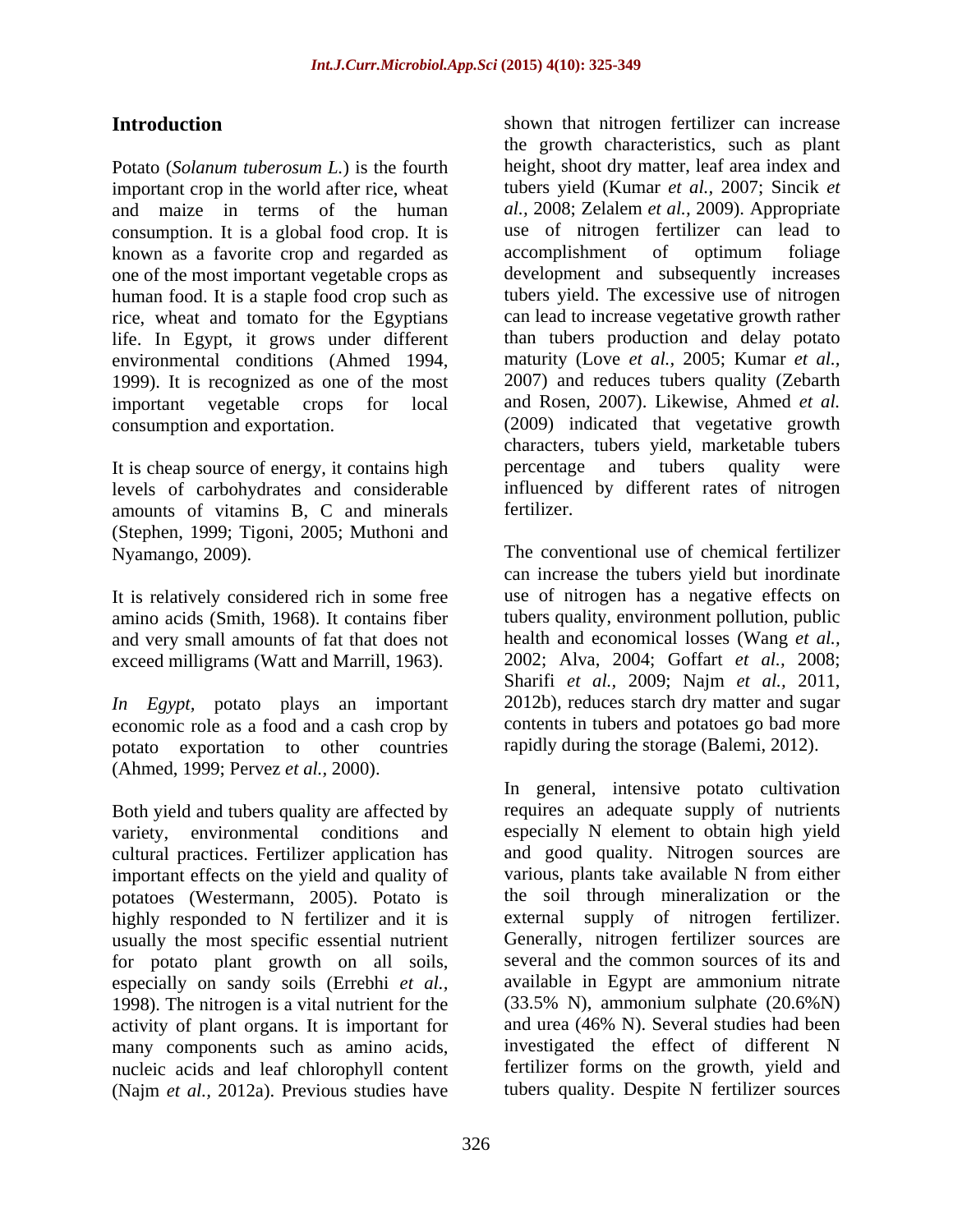## Introduction

Potato (*Solanum tuberosum L.*) is the fourth important crop in the world after rice, wheat and maize in terms of the human consumption. It is a global food crop. It is known as a favorite crop and regarded as one of the most important vegetable crops as human food. It is a staple food crop such as rice, wheat and tomato for the Egyptians life. In Egypt, it grows under different environmental conditions (Ahmed 1994, 1999). It is recognized as one of the most important vegetable crops for local consumption and exportation.

It is cheap source of energy, it contains high levels of carbohydrates and considerable amounts of vitamins B, C and minerals (Stephen, 1999; Tigoni, 2005; Muthoni and Nyamango, 2009).

It is relatively considered rich in some free amino acids (Smith, 1968). It contains fiber and very small amounts of fat that does not exceed milligrams (Watt and Marrill, 1963).

*In Egypt*, potato plays an important economic role as a food and a cash crop by potato exportation to other countries (Ahmed, 1999; Pervez *et al.,* 2000).

Both yield and tubers quality are affected by variety, environmental conditions and cultural practices. Fertilizer application has important effects on the yield and quality of potatoes (Westermann, 2005). Potato is highly responded to N fertilizer and it is usually the most specific essential nutrient for potato plant growth on all soils, especially on sandy soils (Errebhi *et al.,* 1998). The nitrogen is a vital nutrient for the activity of plant organs. It is important for many components such as amino acids, nucleic acids and leaf chlorophyll content (Najm *et al.,* 2012a). Previous studies have shown that nitrogen fertilizer can increase the growth characteristics, such as plant height, shoot dry matter, leaf area index and tubers yield (Kumar *et al.,* 2007; Sincik *et al.,* 2008; Zelalem *et al.,* 2009). Appropriate use of nitrogen fertilizer can lead to accomplishment of optimum foliage development and subsequently increases tubers yield. The excessive use of nitrogen can lead to increase vegetative growth rather than tubers production and delay potato maturity (Love *et al.,* 2005; Kumar *et al.,* 2007) and reduces tubers quality (Zebarth and Rosen, 2007). Likewise, Ahmed *et al.* (2009) indicated that vegetative growth characters, tubers yield, marketable tubers percentage and tubers quality were influenced by different rates of nitrogen fertilizer.

The conventional use of chemical fertilizer can increase the tubers yield but inordinate use of nitrogen has a negative effects on tubers quality, environment pollution, public health and economical losses (Wang *et al.,* 2002; Alva, 2004; Goffart *et al.,* 2008; Sharifi *et al.,* 2009; Najm *et al.,* 2011, 2012b), reduces starch dry matter and sugar contents in tubers and potatoes go bad more rapidly during the storage (Balemi, 2012).

In general, intensive potato cultivation requires an adequate supply of nutrients especially N element to obtain high yield and good quality. Nitrogen sources are various, plants take available N from either the soil through mineralization or the external supply of nitrogen fertilizer. Generally, nitrogen fertilizer sources are several and the common sources of its and available in Egypt are ammonium nitrate (33.5% N), ammonium sulphate (20.6%N) and urea (46% N). Several studies had been investigated the effect of different N fertilizer forms on the growth, yield and tubers quality. Despite N fertilizer sources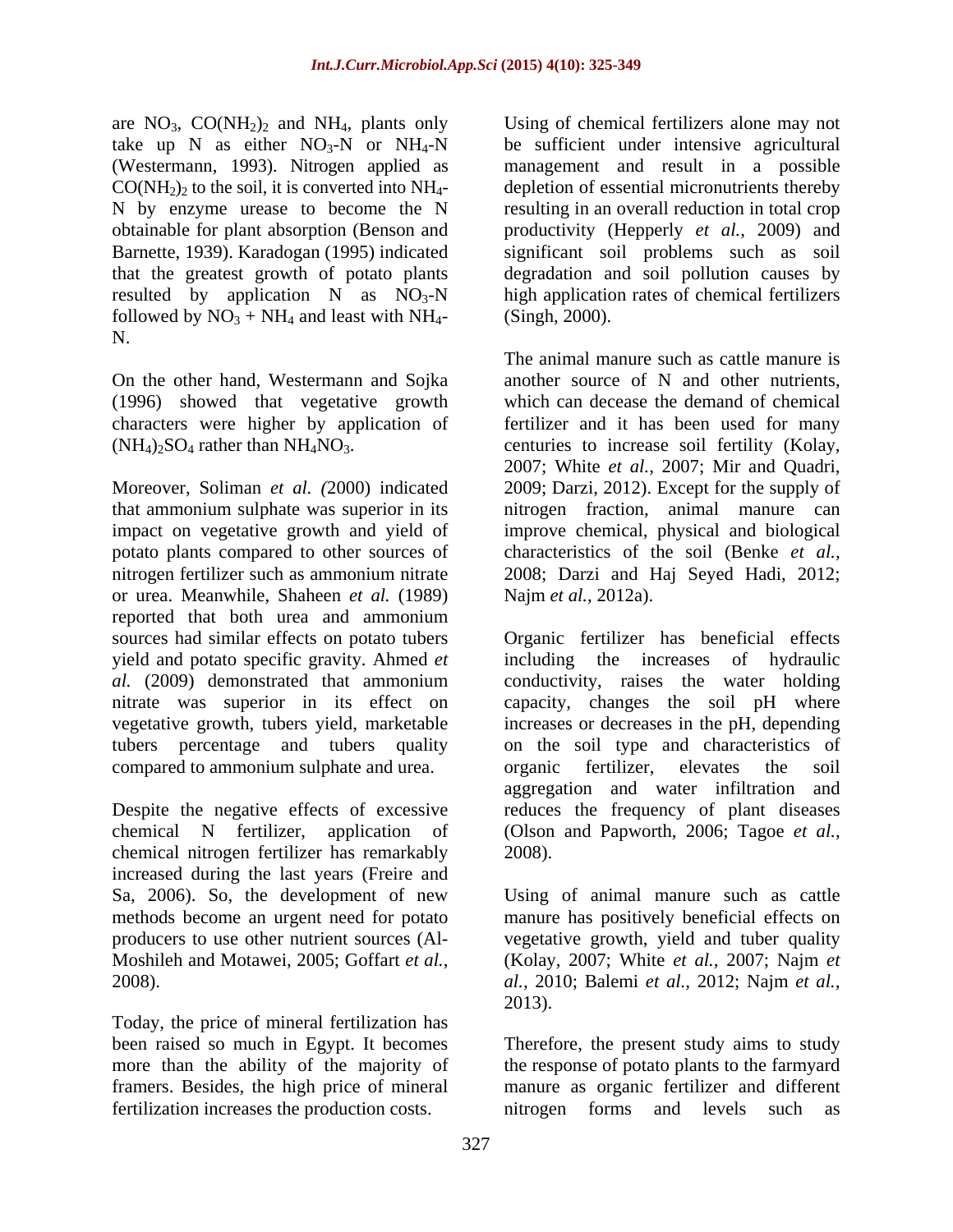are $NO_3$, $CO(NH_2)_2$ and $NH_4$, plants only take up N as either $NO_3$-N or $NH_4$-N (Westermann, 1993). Nitrogen applied as $CO(NH_2)_2$ to the soil, it is converted into $NH_4$-N by enzyme urease to become the N obtainable for plant absorption (Benson and Barnette, 1939). Karadogan (1995) indicated that the greatest growth of potato plants resulted by application N as $NO_3$-N followed by $NO_3$ + $NH_4$ and least with $NH_4$-N.

On the other hand, Westermann and Sojka (1996) showed that vegetative growth characters were higher by application of $(NH_4)_2SO_4$ rather than $NH_4NO_3$.

Moreover, Soliman *et al.* (2000) indicated that ammonium sulphate was superior in its impact on vegetative growth and yield of potato plants compared to other sources of nitrogen fertilizer such as ammonium nitrate or urea. Meanwhile, Shaheen *et al.* (1989) reported that both urea and ammonium sources had similar effects on potato tubers yield and potato specific gravity. Ahmed *et al.* (2009) demonstrated that ammonium nitrate was superior in its effect on vegetative growth, tubers yield, marketable tubers percentage and tubers quality compared to ammonium sulphate and urea.

Despite the negative effects of excessive chemical N fertilizer, application of chemical nitrogen fertilizer has remarkably increased during the last years (Freire and Sa, 2006). So, the development of new methods become an urgent need for potato producers to use other nutrient sources (Al-Moshileh and Motawei, 2005; Goffart *et al.,* 2008).

Today, the price of mineral fertilization has been raised so much in Egypt. It becomes more than the ability of the majority of framers. Besides, the high price of mineral fertilization increases the production costs.

Using of chemical fertilizers alone may not be sufficient under intensive agricultural management and result in a possible depletion of essential micronutrients thereby resulting in an overall reduction in total crop productivity (Hepperly *et al.,* 2009) and significant soil problems such as soil degradation and soil pollution causes by high application rates of chemical fertilizers (Singh, 2000).

The animal manure such as cattle manure is another source of N and other nutrients, which can decease the demand of chemical fertilizer and it has been used for many centuries to increase soil fertility (Kolay, 2007; White *et al.,* 2007; Mir and Quadri, 2009; Darzi, 2012). Except for the supply of nitrogen fraction, animal manure can improve chemical, physical and biological characteristics of the soil (Benke *et al.,* 2008; Darzi and Haj Seyed Hadi, 2012; Najm *et al.,* 2012a).

Organic fertilizer has beneficial effects including the increases of hydraulic conductivity, raises the water holding capacity, changes the soil pH where increases or decreases in the pH, depending on the soil type and characteristics of organic fertilizer, elevates the soil aggregation and water infiltration and reduces the frequency of plant diseases (Olson and Papworth, 2006; Tagoe *et al.,* 2008).

Using of animal manure such as cattle manure has positively beneficial effects on vegetative growth, yield and tuber quality (Kolay, 2007; White *et al.,* 2007; Najm *et al.,* 2010; Balemi *et al.,* 2012; Najm *et al.,* 2013).

Therefore, the present study aims to study the response of potato plants to the farmyard manure as organic fertilizer and different nitrogen forms and levels such as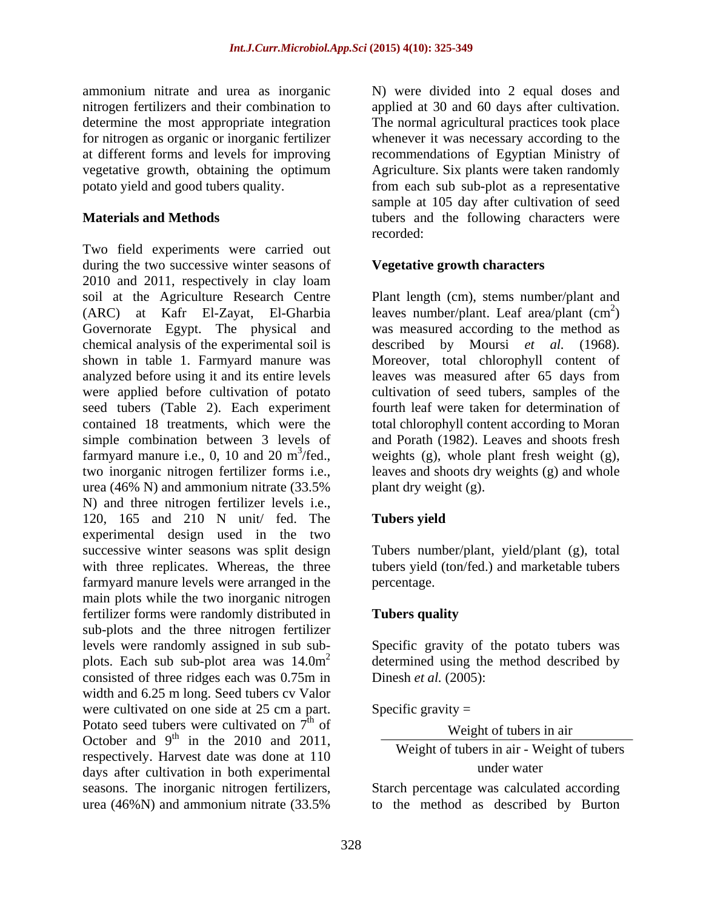ammonium nitrate and urea as inorganic nitrogen fertilizers and their combination to determine the most appropriate integration for nitrogen as organic or inorganic fertilizer at different forms and levels for improving vegetative growth, obtaining the optimum potato yield and good tubers quality.

## Materials and Methods

Two field experiments were carried out during the two successive winter seasons of 2010 and 2011, respectively in clay loam soil at the Agriculture Research Centre (ARC) at Kafr El-Zayat, El-Gharbia Governorate Egypt. The physical and chemical analysis of the experimental soil is shown in table 1. Farmyard manure was analyzed before using it and its entire levels were applied before cultivation of potato seed tubers (Table 2). Each experiment contained 18 treatments, which were the simple combination between 3 levels of farmyard manure i.e., 0, 10 and 20 $m^3$/fed., two inorganic nitrogen fertilizer forms i.e., urea (46% N) and ammonium nitrate (33.5% N) and three nitrogen fertilizer levels i.e., 120, 165 and 210 N unit/ fed. The experimental design used in the two successive winter seasons was split design with three replicates. Whereas, the three farmyard manure levels were arranged in the main plots while the two inorganic nitrogen fertilizer forms were randomly distributed in sub-plots and the three nitrogen fertilizer levels were randomly assigned in sub sub-plots. Each sub sub-plot area was 14.0$m^2$ consisted of three ridges each was 0.75m in width and 6.25 m long. Seed tubers cv Valor were cultivated on one side at 25 cm a part. Potato seed tubers were cultivated on 7$^{th}$ of October and 9$^{th}$ in the 2010 and 2011, respectively. Harvest date was done at 110 days after cultivation in both experimental seasons. The inorganic nitrogen fertilizers, urea (46%N) and ammonium nitrate (33.5% N) were divided into 2 equal doses and applied at 30 and 60 days after cultivation. The normal agricultural practices took place whenever it was necessary according to the recommendations of Egyptian Ministry of Agriculture. Six plants were taken randomly from each sub sub-plot as a representative sample at 105 day after cultivation of seed tubers and the following characters were recorded:

### Vegetative growth characters

Plant length (cm), stems number/plant and leaves number/plant. Leaf area/plant ($cm^2$) was measured according to the method as described by Moursi *et al.* (1968). Moreover, total chlorophyll content of leaves was measured after 65 days from cultivation of seed tubers, samples of the fourth leaf were taken for determination of total chlorophyll content according to Moran and Porath (1982). Leaves and shoots fresh weights (g), whole plant fresh weight (g), leaves and shoots dry weights (g) and whole plant dry weight (g).

### Tubers yield

Tubers number/plant, yield/plant (g), total tubers yield (ton/fed.) and marketable tubers percentage.

### Tubers quality

Specific gravity of the potato tubers was determined using the method described by Dinesh *et al.* (2005):

$$\text{Specific gravity} = \frac{\text{Weight of tubers in air}}{\text{Weight of tubers in air - Weight of tubers under water}}$$

Starch percentage was calculated according to the method as described by Burton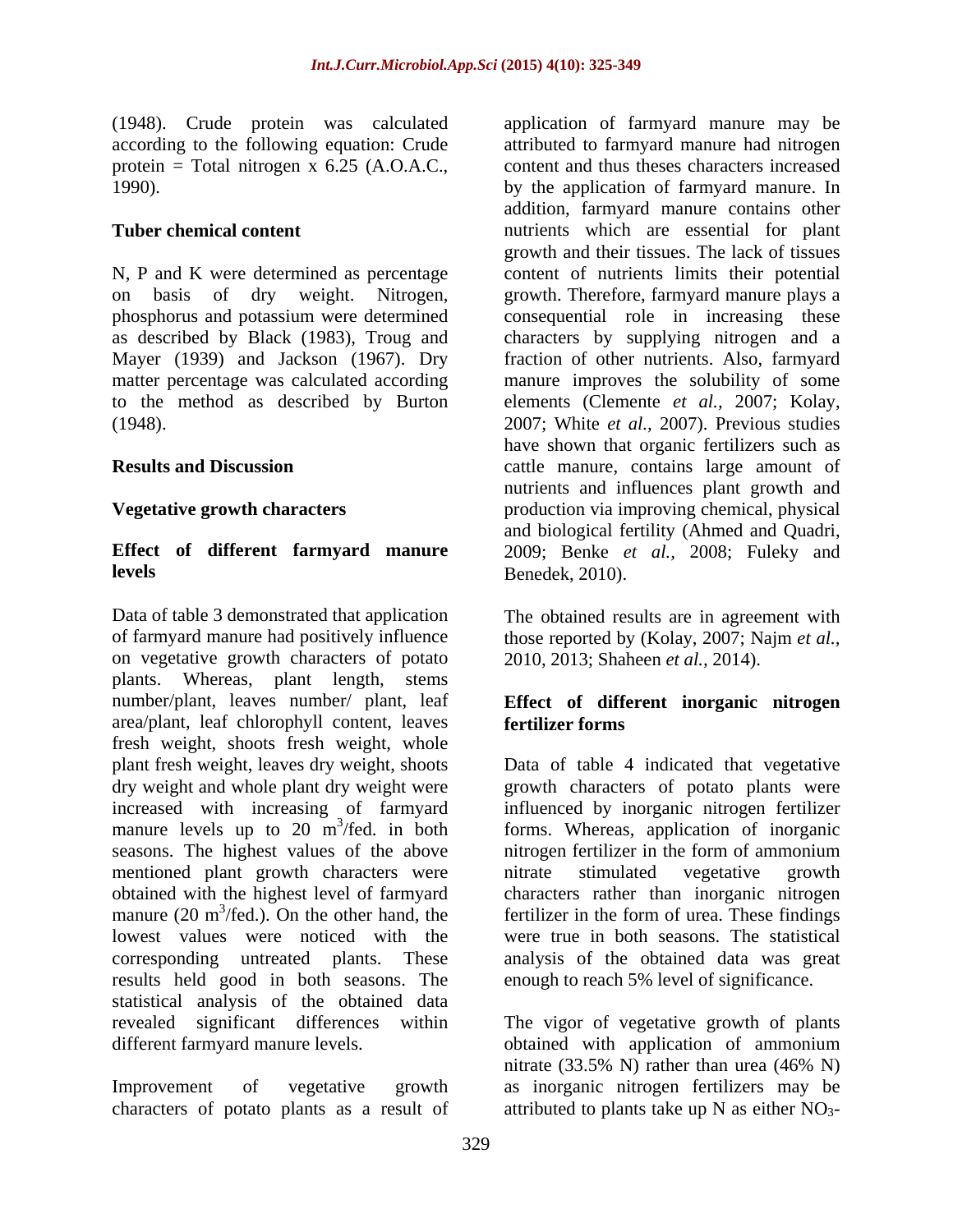(1948). Crude protein was calculated according to the following equation: Crude protein = Total nitrogen x 6.25 (A.O.A.C., 1990).

**Tuber chemical content**

N, P and K were determined as percentage on basis of dry weight. Nitrogen, phosphorus and potassium were determined as described by Black (1983), Troug and Mayer (1939) and Jackson (1967). Dry matter percentage was calculated according to the method as described by Burton (1948).

## Results and Discussion

### Vegetative growth characters

#### Effect of different farmyard manure levels

Data of table 3 demonstrated that application of farmyard manure had positively influence on vegetative growth characters of potato plants. Whereas, plant length, stems number/plant, leaves number/ plant, leaf area/plant, leaf chlorophyll content, leaves fresh weight, shoots fresh weight, whole plant fresh weight, leaves dry weight, shoots dry weight and whole plant dry weight were increased with increasing of farmyard manure levels up to 20 $m^3$/fed. in both seasons. The highest values of the above mentioned plant growth characters were obtained with the highest level of farmyard manure (20 $m^3$/fed.). On the other hand, the lowest values were noticed with the corresponding untreated plants. These results held good in both seasons. The statistical analysis of the obtained data revealed significant differences within different farmyard manure levels.

Improvement of vegetative growth characters of potato plants as a result of application of farmyard manure may be attributed to farmyard manure had nitrogen content and thus theses characters increased by the application of farmyard manure. In addition, farmyard manure contains other nutrients which are essential for plant growth and their tissues. The lack of tissues content of nutrients limits their potential growth. Therefore, farmyard manure plays a consequential role in increasing these characters by supplying nitrogen and a fraction of other nutrients. Also, farmyard manure improves the solubility of some elements (Clemente *et al.,* 2007; Kolay, 2007; White *et al.,* 2007). Previous studies have shown that organic fertilizers such as cattle manure, contains large amount of nutrients and influences plant growth and production via improving chemical, physical and biological fertility (Ahmed and Quadri, 2009; Benke *et al.,* 2008; Fuleky and Benedek, 2010).

The obtained results are in agreement with those reported by (Kolay, 2007; Najm *et al.,* 2010, 2013; Shaheen *et al.,* 2014).

#### Effect of different inorganic nitrogen fertilizer forms

Data of table 4 indicated that vegetative growth characters of potato plants were influenced by inorganic nitrogen fertilizer forms. Whereas, application of inorganic nitrogen fertilizer in the form of ammonium nitrate stimulated vegetative growth characters rather than inorganic nitrogen fertilizer in the form of urea. These findings were true in both seasons. The statistical analysis of the obtained data was great enough to reach 5% level of significance.

The vigor of vegetative growth of plants obtained with application of ammonium nitrate (33.5% N) rather than urea (46% N) as inorganic nitrogen fertilizers may be attributed to plants take up N as either $NO_3$-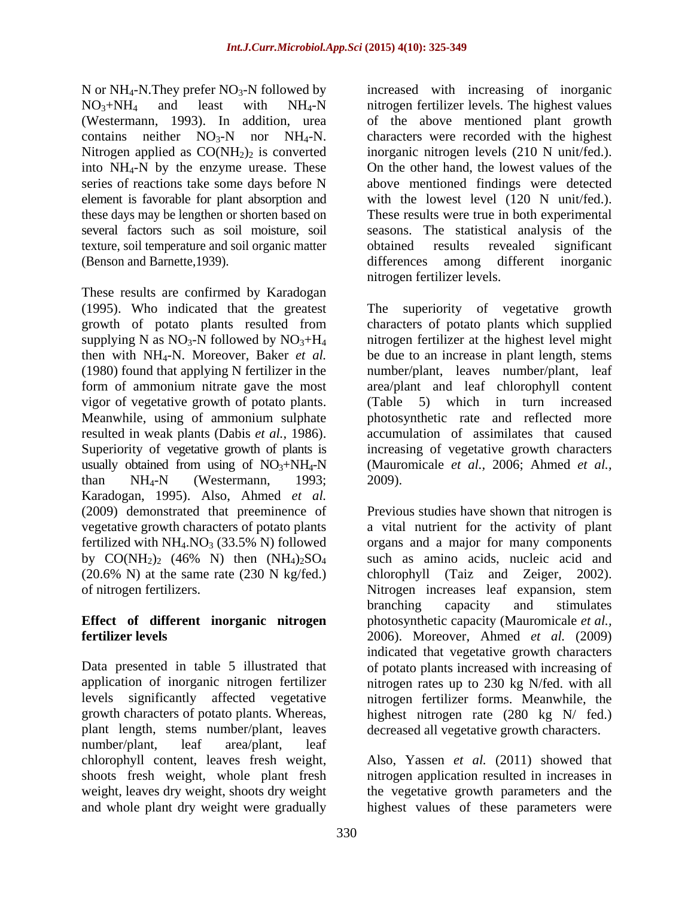N or $NH_4$-N.They prefer $NO_3$-N followed by $NO_3$+$NH_4$ and least with $NH_4$-N (Westermann, 1993). In addition, urea contains neither $NO_3$-N nor $NH_4$-N. Nitrogen applied as $CO(NH_2)_2$ is converted into $NH_4$-N by the enzyme urease. These series of reactions take some days before N element is favorable for plant absorption and these days may be lengthen or shorten based on several factors such as soil moisture, soil texture, soil temperature and soil organic matter (Benson and Barnette,1939).

These results are confirmed by Karadogan (1995). Who indicated that the greatest growth of potato plants resulted from supplying N as $NO_3$-N followed by $NO_3$+$H_4$ then with $NH_4$-N. Moreover, Baker *et al.* (1980) found that applying N fertilizer in the form of ammonium nitrate gave the most vigor of vegetative growth of potato plants. Meanwhile, using of ammonium sulphate resulted in weak plants (Dabis *et al.,* 1986). Superiority of vegetative growth of plants is usually obtained from using of $NO_3$+$NH_4$-N than $NH_4$-N (Westermann, 1993; Karadogan, 1995). Also, Ahmed *et al.* (2009) demonstrated that preeminence of vegetative growth characters of potato plants fertilized with $NH_4.NO_3$ (33.5% N) followed by $CO(NH_2)_2$ (46% N) then $(NH_4)_2SO_4$ (20.6% N) at the same rate (230 N kg/fed.) of nitrogen fertilizers.

## Effect of different inorganic nitrogen fertilizer levels

Data presented in table 5 illustrated that application of inorganic nitrogen fertilizer levels significantly affected vegetative growth characters of potato plants. Whereas, plant length, stems number/plant, leaves number/plant, leaf area/plant, leaf chlorophyll content, leaves fresh weight, shoots fresh weight, whole plant fresh weight, leaves dry weight, shoots dry weight and whole plant dry weight were gradually increased with increasing of inorganic nitrogen fertilizer levels. The highest values of the above mentioned plant growth characters were recorded with the highest inorganic nitrogen levels (210 N unit/fed.). On the other hand, the lowest values of the above mentioned findings were detected with the lowest level (120 N unit/fed.). These results were true in both experimental seasons. The statistical analysis of the obtained results revealed significant differences among different inorganic nitrogen fertilizer levels.

The superiority of vegetative growth characters of potato plants which supplied nitrogen fertilizer at the highest level might be due to an increase in plant length, stems number/plant, leaves number/plant, leaf area/plant and leaf chlorophyll content (Table 5) which in turn increased photosynthetic rate and reflected more accumulation of assimilates that caused increasing of vegetative growth characters (Mauromicale *et al.,* 2006; Ahmed *et al.,* 2009).

Previous studies have shown that nitrogen is a vital nutrient for the activity of plant organs and a major for many components such as amino acids, nucleic acid and chlorophyll (Taiz and Zeiger, 2002). Nitrogen increases leaf expansion, stem branching capacity and stimulates photosynthetic capacity (Mauromicale *et al.,* 2006). Moreover, Ahmed *et al.* (2009) indicated that vegetative growth characters of potato plants increased with increasing of nitrogen rates up to 230 kg N/fed. with all nitrogen fertilizer forms. Meanwhile, the highest nitrogen rate (280 kg N/ fed.) decreased all vegetative growth characters.

Also, Yassen *et al.* (2011) showed that nitrogen application resulted in increases in the vegetative growth parameters and the highest values of these parameters were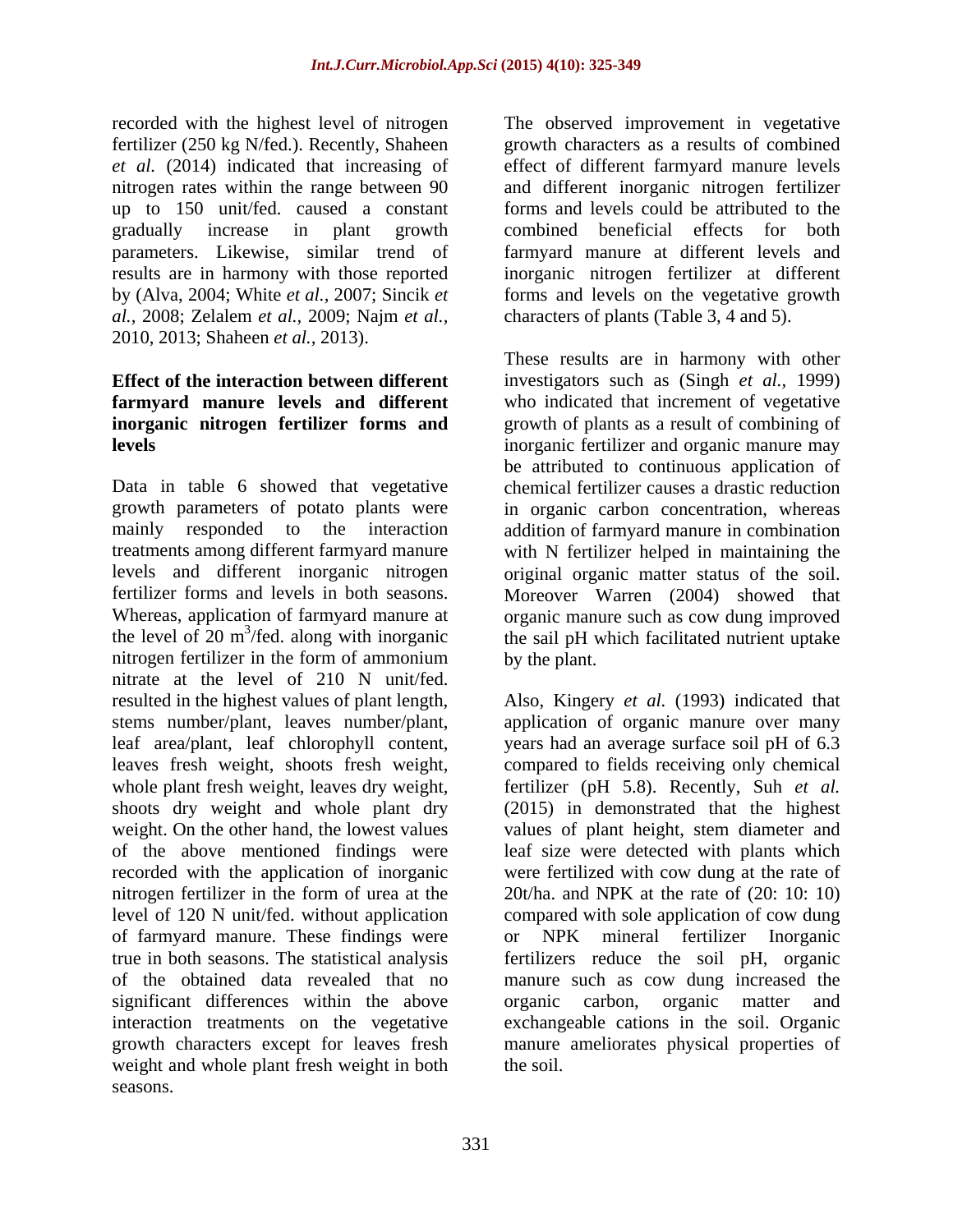recorded with the highest level of nitrogen fertilizer (250 kg N/fed.). Recently, Shaheen *et al.* (2014) indicated that increasing of nitrogen rates within the range between 90 up to 150 unit/fed. caused a constant gradually increase in plant growth parameters. Likewise, similar trend of results are in harmony with those reported by (Alva, 2004; White *et al.,* 2007; Sincik *et al.,* 2008; Zelalem *et al.,* 2009; Najm *et al.,* 2010, 2013; Shaheen *et al.,* 2013).

**Effect of the interaction between different farmyard manure levels and different inorganic nitrogen fertilizer forms and levels**

Data in table 6 showed that vegetative growth parameters of potato plants were mainly responded to the interaction treatments among different farmyard manure levels and different inorganic nitrogen fertilizer forms and levels in both seasons. Whereas, application of farmyard manure at the level of 20 $m^3$/fed. along with inorganic nitrogen fertilizer in the form of ammonium nitrate at the level of 210 N unit/fed. resulted in the highest values of plant length, stems number/plant, leaves number/plant, leaf area/plant, leaf chlorophyll content, leaves fresh weight, shoots fresh weight, whole plant fresh weight, leaves dry weight, shoots dry weight and whole plant dry weight. On the other hand, the lowest values of the above mentioned findings were recorded with the application of inorganic nitrogen fertilizer in the form of urea at the level of 120 N unit/fed. without application of farmyard manure. These findings were true in both seasons. The statistical analysis of the obtained data revealed that no significant differences within the above interaction treatments on the vegetative growth characters except for leaves fresh weight and whole plant fresh weight in both seasons.

The observed improvement in vegetative growth characters as a results of combined effect of different farmyard manure levels and different inorganic nitrogen fertilizer forms and levels could be attributed to the combined beneficial effects for both farmyard manure at different levels and inorganic nitrogen fertilizer at different forms and levels on the vegetative growth characters of plants (Table 3, 4 and 5).

These results are in harmony with other investigators such as (Singh *et al.,* 1999) who indicated that increment of vegetative growth of plants as a result of combining of inorganic fertilizer and organic manure may be attributed to continuous application of chemical fertilizer causes a drastic reduction in organic carbon concentration, whereas addition of farmyard manure in combination with N fertilizer helped in maintaining the original organic matter status of the soil. Moreover Warren (2004) showed that organic manure such as cow dung improved the sail pH which facilitated nutrient uptake by the plant.

Also, Kingery *et al.* (1993) indicated that application of organic manure over many years had an average surface soil pH of 6.3 compared to fields receiving only chemical fertilizer (pH 5.8). Recently, Suh *et al.* (2015) in demonstrated that the highest values of plant height, stem diameter and leaf size were detected with plants which were fertilized with cow dung at the rate of 20t/ha. and NPK at the rate of (20: 10: 10) compared with sole application of cow dung or NPK mineral fertilizer Inorganic fertilizers reduce the soil pH, organic manure such as cow dung increased the organic carbon, organic matter and exchangeable cations in the soil. Organic manure ameliorates physical properties of the soil.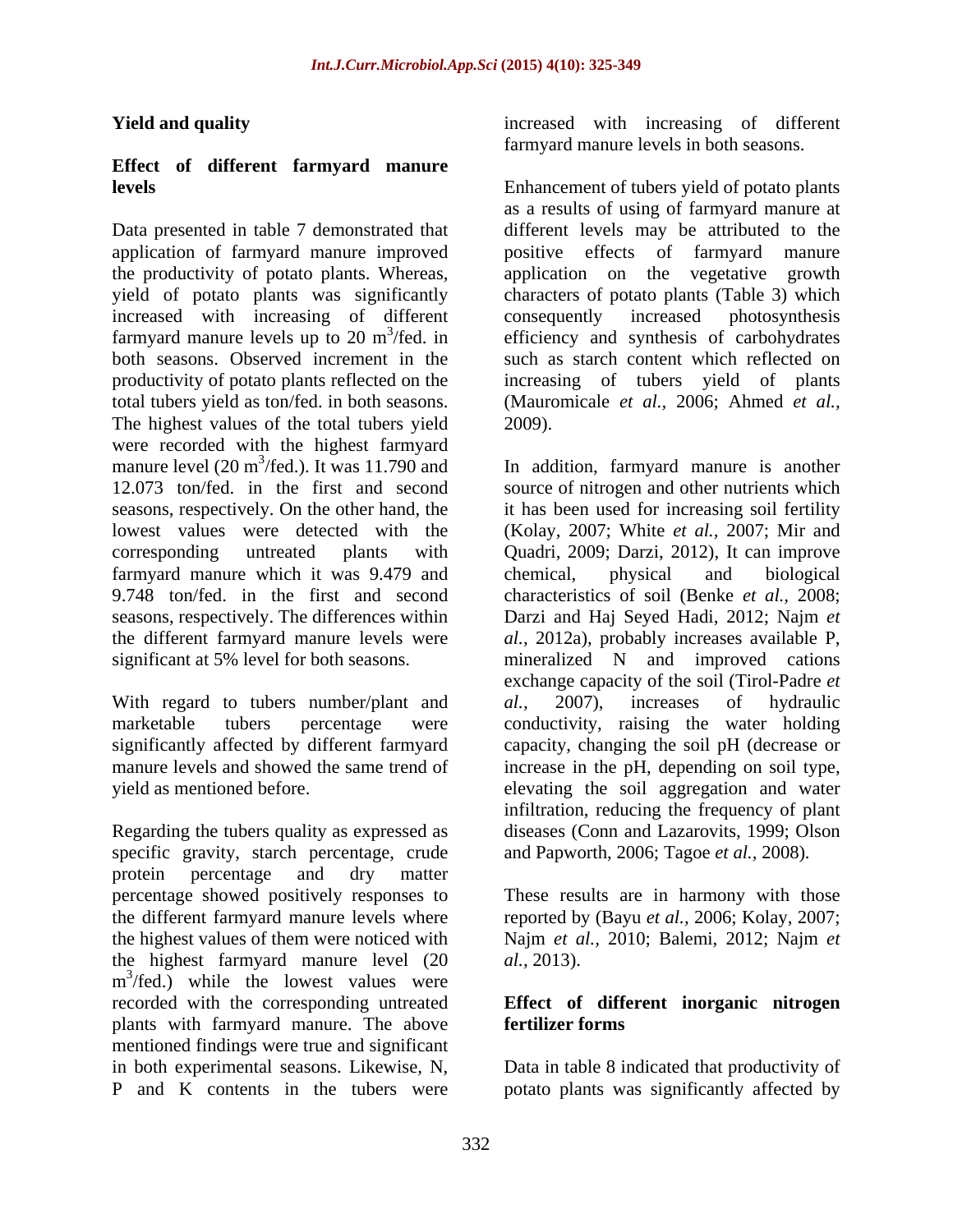## Yield and quality

### Effect of different farmyard manure levels

Data presented in table 7 demonstrated that application of farmyard manure improved the productivity of potato plants. Whereas, yield of potato plants was significantly increased with increasing of different farmyard manure levels up to 20 $m^3$/fed. in both seasons. Observed increment in the productivity of potato plants reflected on the total tubers yield as ton/fed. in both seasons. The highest values of the total tubers yield were recorded with the highest farmyard manure level (20 $m^3$/fed.). It was 11.790 and 12.073 ton/fed. in the first and second seasons, respectively. On the other hand, the lowest values were detected with the corresponding untreated plants with farmyard manure which it was 9.479 and 9.748 ton/fed. in the first and second seasons, respectively. The differences within the different farmyard manure levels were significant at 5% level for both seasons.

With regard to tubers number/plant and marketable tubers percentage were significantly affected by different farmyard manure levels and showed the same trend of yield as mentioned before.

Regarding the tubers quality as expressed as specific gravity, starch percentage, crude protein percentage and dry matter percentage showed positively responses to the different farmyard manure levels where the highest values of them were noticed with the highest farmyard manure level (20 $m^3$/fed.) while the lowest values were recorded with the corresponding untreated plants with farmyard manure. The above mentioned findings were true and significant in both experimental seasons. Likewise, N, P and K contents in the tubers were increased with increasing of different farmyard manure levels in both seasons.

Enhancement of tubers yield of potato plants as a results of using of farmyard manure at different levels may be attributed to the positive effects of farmyard manure application on the vegetative growth characters of potato plants (Table 3) which consequently increased photosynthesis efficiency and synthesis of carbohydrates such as starch content which reflected on increasing of tubers yield of plants (Mauromicale *et al.,* 2006; Ahmed *et al.,* 2009).

In addition, farmyard manure is another source of nitrogen and other nutrients which it has been used for increasing soil fertility (Kolay, 2007; White *et al.,* 2007; Mir and Quadri, 2009; Darzi, 2012), It can improve chemical, physical and biological characteristics of soil (Benke *et al.,* 2008; Darzi and Haj Seyed Hadi, 2012; Najm *et al.,* 2012a), probably increases available P, mineralized N and improved cations exchange capacity of the soil (Tirol-Padre *et al.,* 2007), increases of hydraulic conductivity, raising the water holding capacity, changing the soil pH (decrease or increase in the pH, depending on soil type, elevating the soil aggregation and water infiltration, reducing the frequency of plant diseases (Conn and Lazarovits, 1999; Olson and Papworth, 2006; Tagoe *et al.*, 2008).

These results are in harmony with those reported by (Bayu *et al.,* 2006; Kolay, 2007; Najm *et al.,* 2010; Balemi, 2012; Najm *et al.,* 2013).

### Effect of different inorganic nitrogen fertilizer forms

Data in table 8 indicated that productivity of potato plants was significantly affected by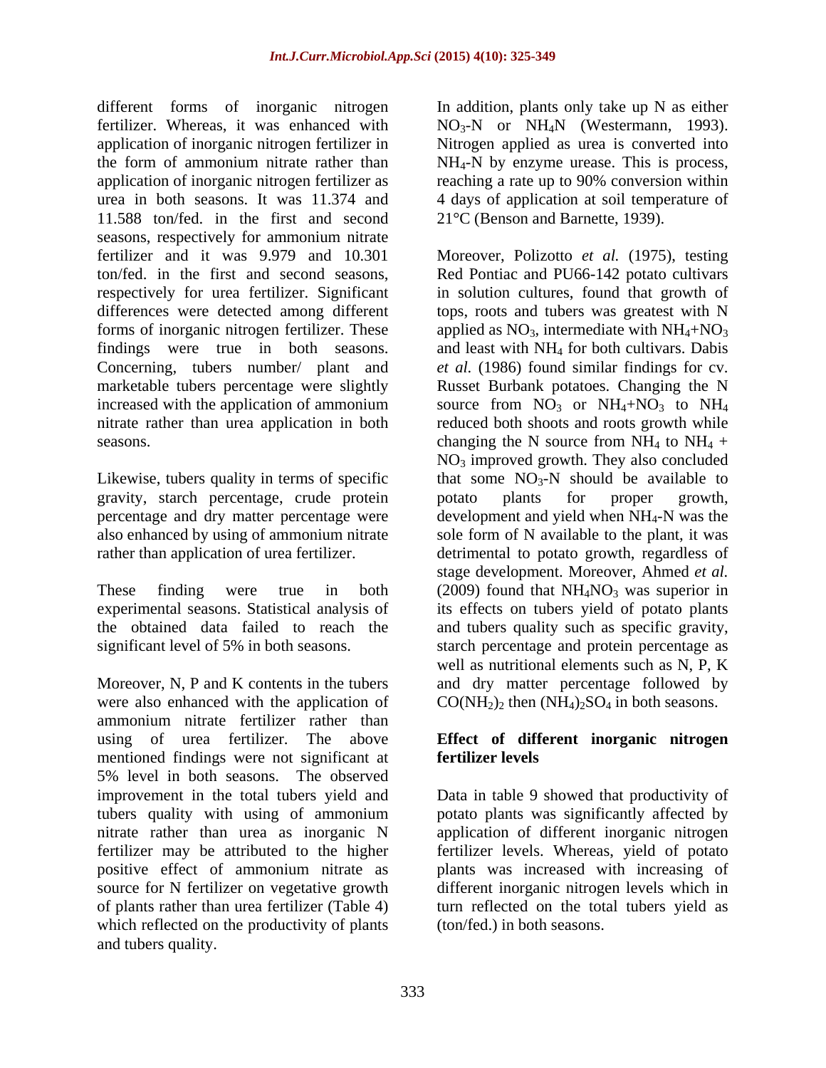different forms of inorganic nitrogen fertilizer. Whereas, it was enhanced with application of inorganic nitrogen fertilizer in the form of ammonium nitrate rather than application of inorganic nitrogen fertilizer as urea in both seasons. It was 11.374 and 11.588 ton/fed. in the first and second seasons, respectively for ammonium nitrate fertilizer and it was 9.979 and 10.301 ton/fed. in the first and second seasons, respectively for urea fertilizer. Significant differences were detected among different forms of inorganic nitrogen fertilizer. These findings were true in both seasons. Concerning, tubers number/ plant and marketable tubers percentage were slightly increased with the application of ammonium nitrate rather than urea application in both seasons.

Likewise, tubers quality in terms of specific gravity, starch percentage, crude protein percentage and dry matter percentage were also enhanced by using of ammonium nitrate rather than application of urea fertilizer.

These finding were true in both experimental seasons. Statistical analysis of the obtained data failed to reach the significant level of 5% in both seasons.

Moreover, N, P and K contents in the tubers were also enhanced with the application of ammonium nitrate fertilizer rather than using of urea fertilizer. The above mentioned findings were not significant at 5% level in both seasons. The observed improvement in the total tubers yield and tubers quality with using of ammonium nitrate rather than urea as inorganic N fertilizer may be attributed to the higher positive effect of ammonium nitrate as source for N fertilizer on vegetative growth of plants rather than urea fertilizer (Table 4) which reflected on the productivity of plants and tubers quality.

In addition, plants only take up N as either $NO_3$-N or $NH_4$N (Westermann, 1993). Nitrogen applied as urea is converted into $NH_4$-N by enzyme urease. This is process, reaching a rate up to 90% conversion within 4 days of application at soil temperature of 21°C (Benson and Barnette, 1939).

Moreover, Polizotto *et al.* (1975), testing Red Pontiac and PU66-142 potato cultivars in solution cultures, found that growth of tops, roots and tubers was greatest with N applied as $NO_3$, intermediate with $NH_4$+$NO_3$ and least with $NH_4$ for both cultivars. Dabis *et al.* (1986) found similar findings for cv. Russet Burbank potatoes. Changing the N source from $NO_3$ or $NH_4$+$NO_3$ to $NH_4$ reduced both shoots and roots growth while changing the N source from $NH_4$ to $NH_4$ + $NO_3$ improved growth. They also concluded that some $NO_3$-N should be available to potato plants for proper growth, development and yield when $NH_4$-N was the sole form of N available to the plant, it was detrimental to potato growth, regardless of stage development. Moreover, Ahmed *et al.* (2009) found that $NH_4NO_3$ was superior in its effects on tubers yield of potato plants and tubers quality such as specific gravity, starch percentage and protein percentage as well as nutritional elements such as N, P, K and dry matter percentage followed by $CO(NH_2)_2$ then $(NH_4)_2SO_4$ in both seasons.

## Effect of different inorganic nitrogen fertilizer levels

Data in table 9 showed that productivity of potato plants was significantly affected by application of different inorganic nitrogen fertilizer levels. Whereas, yield of potato plants was increased with increasing of different inorganic nitrogen levels which in turn reflected on the total tubers yield as (ton/fed.) in both seasons.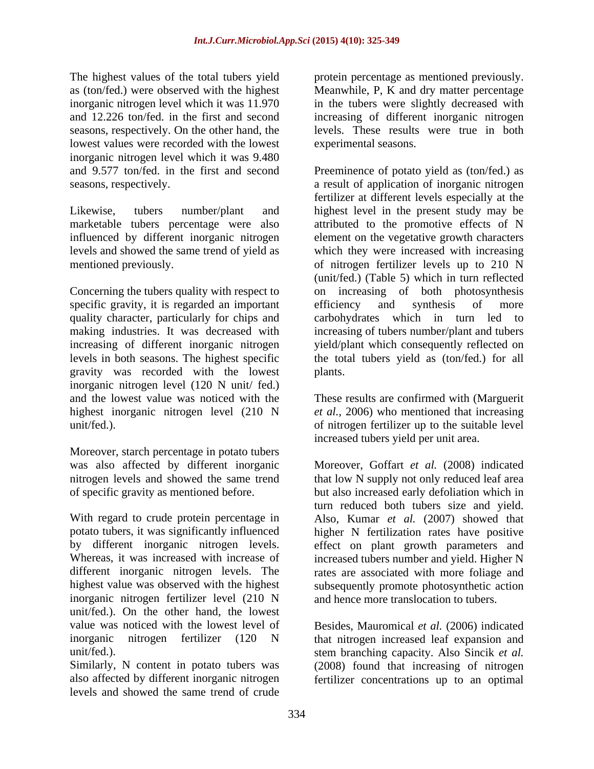The highest values of the total tubers yield as (ton/fed.) were observed with the highest inorganic nitrogen level which it was 11.970 and 12.226 ton/fed. in the first and second seasons, respectively. On the other hand, the lowest values were recorded with the lowest inorganic nitrogen level which it was 9.480 and 9.577 ton/fed. in the first and second seasons, respectively.

Likewise, tubers number/plant and marketable tubers percentage were also influenced by different inorganic nitrogen levels and showed the same trend of yield as mentioned previously.

Concerning the tubers quality with respect to specific gravity, it is regarded an important quality character, particularly for chips and making industries. It was decreased with increasing of different inorganic nitrogen levels in both seasons. The highest specific gravity was recorded with the lowest inorganic nitrogen level (120 N unit/ fed.) and the lowest value was noticed with the highest inorganic nitrogen level (210 N unit/fed.).

Moreover, starch percentage in potato tubers was also affected by different inorganic nitrogen levels and showed the same trend of specific gravity as mentioned before.

With regard to crude protein percentage in potato tubers, it was significantly influenced by different inorganic nitrogen levels. Whereas, it was increased with increase of different inorganic nitrogen levels. The highest value was observed with the highest inorganic nitrogen fertilizer level (210 N unit/fed.). On the other hand, the lowest value was noticed with the lowest level of inorganic nitrogen fertilizer (120 N unit/fed.).

Similarly, N content in potato tubers was also affected by different inorganic nitrogen levels and showed the same trend of crude protein percentage as mentioned previously. Meanwhile, P, K and dry matter percentage in the tubers were slightly decreased with increasing of different inorganic nitrogen levels. These results were true in both experimental seasons.

Preeminence of potato yield as (ton/fed.) as a result of application of inorganic nitrogen fertilizer at different levels especially at the highest level in the present study may be attributed to the promotive effects of N element on the vegetative growth characters which they were increased with increasing of nitrogen fertilizer levels up to 210 N (unit/fed.) (Table 5) which in turn reflected on increasing of both photosynthesis efficiency and synthesis of more carbohydrates which in turn led to increasing of tubers number/plant and tubers yield/plant which consequently reflected on the total tubers yield as (ton/fed.) for all plants.

These results are confirmed with (Marguerit *et al.*, 2006) who mentioned that increasing of nitrogen fertilizer up to the suitable level increased tubers yield per unit area.

Moreover, Goffart *et al.* (2008) indicated that low N supply not only reduced leaf area but also increased early defoliation which in turn reduced both tubers size and yield. Also, Kumar *et al.* (2007) showed that higher N fertilization rates have positive effect on plant growth parameters and increased tubers number and yield. Higher N rates are associated with more foliage and subsequently promote photosynthetic action and hence more translocation to tubers.

Besides, Mauromical *et al.* (2006) indicated that nitrogen increased leaf expansion and stem branching capacity. Also Sincik *et al.* (2008) found that increasing of nitrogen fertilizer concentrations up to an optimal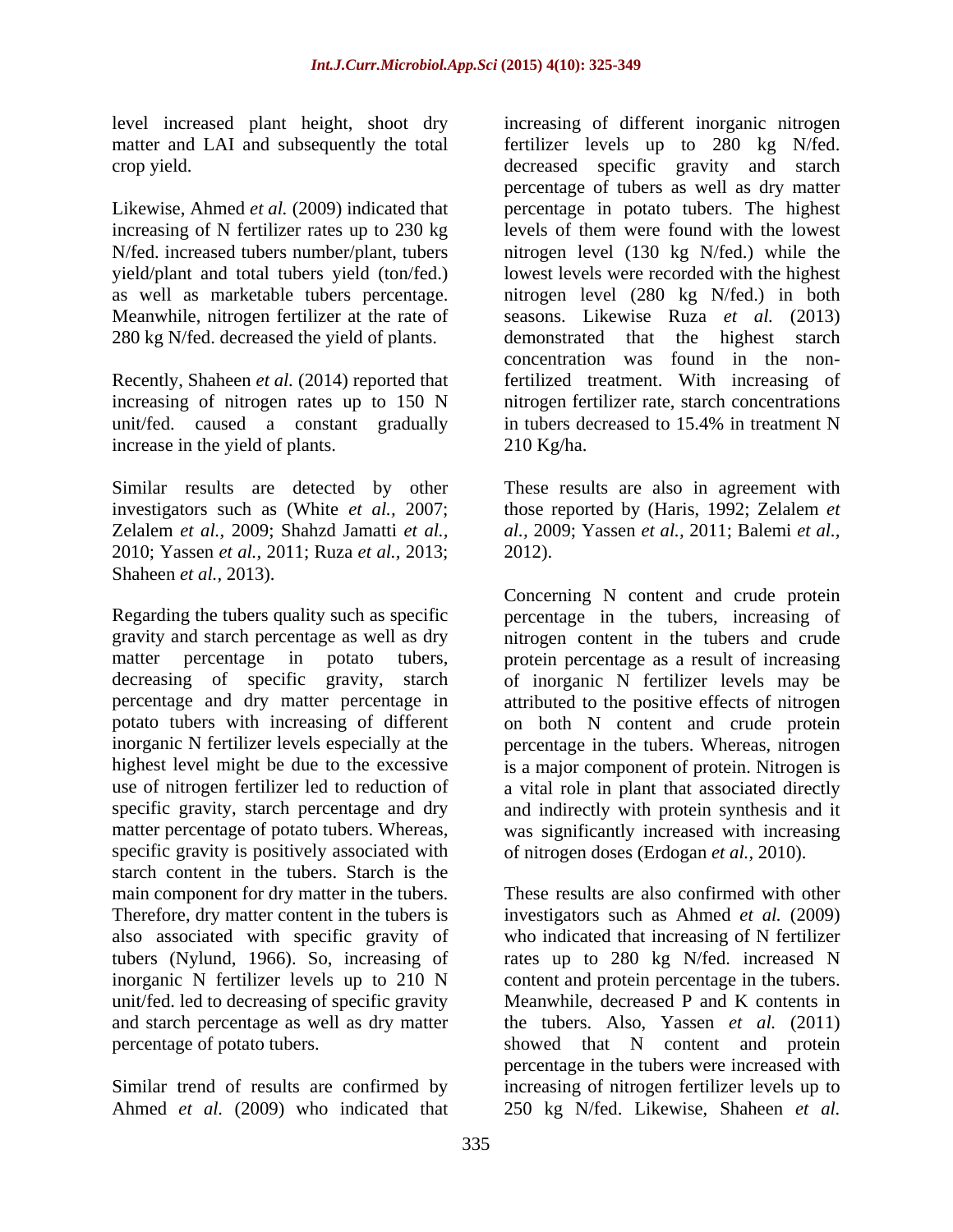level increased plant height, shoot dry matter and LAI and subsequently the total crop yield.

Likewise, Ahmed *et al.* (2009) indicated that increasing of N fertilizer rates up to 230 kg N/fed. increased tubers number/plant, tubers yield/plant and total tubers yield (ton/fed.) as well as marketable tubers percentage. Meanwhile, nitrogen fertilizer at the rate of 280 kg N/fed. decreased the yield of plants.

Recently, Shaheen *et al.* (2014) reported that increasing of nitrogen rates up to 150 N unit/fed. caused a constant gradually increase in the yield of plants.

Similar results are detected by other investigators such as (White *et al.,* 2007; Zelalem *et al.*, 2009; Shahzd Jamatti *et al.*, 2010; Yassen *et al.*, 2011; Ruza *et al.,* 2013; Shaheen *et al.,* 2013).

Regarding the tubers quality such as specific gravity and starch percentage as well as dry matter percentage in potato tubers, decreasing of specific gravity, starch percentage and dry matter percentage in potato tubers with increasing of different inorganic N fertilizer levels especially at the highest level might be due to the excessive use of nitrogen fertilizer led to reduction of specific gravity, starch percentage and dry matter percentage of potato tubers. Whereas, specific gravity is positively associated with starch content in the tubers. Starch is the main component for dry matter in the tubers. Therefore, dry matter content in the tubers is also associated with specific gravity of tubers (Nylund, 1966). So, increasing of inorganic N fertilizer levels up to 210 N unit/fed. led to decreasing of specific gravity and starch percentage as well as dry matter percentage of potato tubers.

Similar trend of results are confirmed by Ahmed *et al.* (2009) who indicated that increasing of different inorganic nitrogen fertilizer levels up to 280 kg N/fed. decreased specific gravity and starch percentage of tubers as well as dry matter percentage in potato tubers. The highest levels of them were found with the lowest nitrogen level (130 kg N/fed.) while the lowest levels were recorded with the highest nitrogen level (280 kg N/fed.) in both seasons. Likewise Ruza *et al.* (2013) demonstrated that the highest starch concentration was found in the non-fertilized treatment. With increasing of nitrogen fertilizer rate, starch concentrations in tubers decreased to 15.4% in treatment N 210 Kg/ha.

These results are also in agreement with those reported by (Haris, 1992; Zelalem *et al.,* 2009; Yassen *et al.,* 2011; Balemi *et al.,* 2012).

Concerning N content and crude protein percentage in the tubers, increasing of nitrogen content in the tubers and crude protein percentage as a result of increasing of inorganic N fertilizer levels may be attributed to the positive effects of nitrogen on both N content and crude protein percentage in the tubers. Whereas, nitrogen is a major component of protein. Nitrogen is a vital role in plant that associated directly and indirectly with protein synthesis and it was significantly increased with increasing of nitrogen doses (Erdogan *et al.*, 2010).

These results are also confirmed with other investigators such as Ahmed *et al.* (2009) who indicated that increasing of N fertilizer rates up to 280 kg N/fed. increased N content and protein percentage in the tubers. Meanwhile, decreased P and K contents in the tubers. Also, Yassen *et al.* (2011) showed that N content and protein percentage in the tubers were increased with increasing of nitrogen fertilizer levels up to 250 kg N/fed. Likewise, Shaheen *et al.*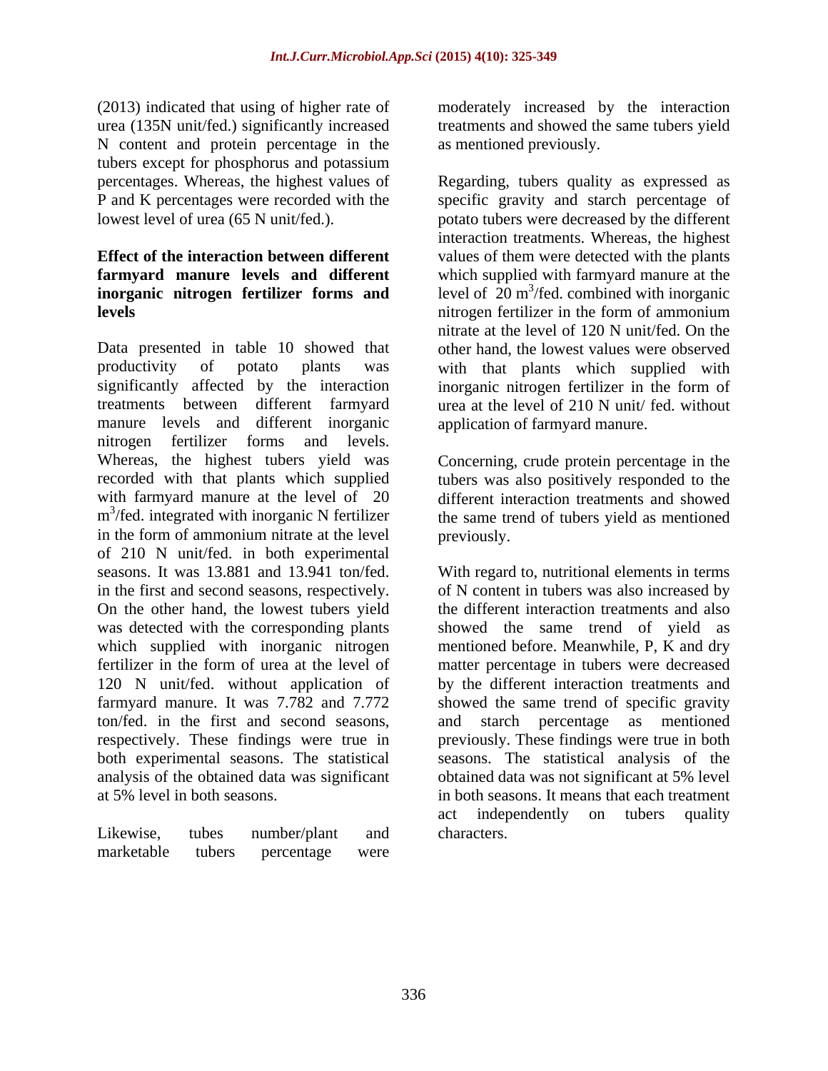(2013) indicated that using of higher rate of urea (135N unit/fed.) significantly increased N content and protein percentage in the tubers except for phosphorus and potassium percentages. Whereas, the highest values of P and K percentages were recorded with the lowest level of urea (65 N unit/fed.).

**Effect of the interaction between different farmyard manure levels and different inorganic nitrogen fertilizer forms and levels**

Data presented in table 10 showed that productivity of potato plants was significantly affected by the interaction treatments between different farmyard manure levels and different inorganic nitrogen fertilizer forms and levels. Whereas, the highest tubers yield was recorded with that plants which supplied with farmyard manure at the level of 20 $m^3$/fed. integrated with inorganic N fertilizer in the form of ammonium nitrate at the level of 210 N unit/fed. in both experimental seasons. It was 13.881 and 13.941 ton/fed. in the first and second seasons, respectively. On the other hand, the lowest tubers yield was detected with the corresponding plants which supplied with inorganic nitrogen fertilizer in the form of urea at the level of 120 N unit/fed. without application of farmyard manure. It was 7.782 and 7.772 ton/fed. in the first and second seasons, respectively. These findings were true in both experimental seasons. The statistical analysis of the obtained data was significant at 5% level in both seasons.

Likewise, tubes number/plant and marketable tubers percentage were moderately increased by the interaction treatments and showed the same tubers yield as mentioned previously.

Regarding, tubers quality as expressed as specific gravity and starch percentage of potato tubers were decreased by the different interaction treatments. Whereas, the highest values of them were detected with the plants which supplied with farmyard manure at the level of 20 $m^3$/fed. combined with inorganic nitrogen fertilizer in the form of ammonium nitrate at the level of 120 N unit/fed. On the other hand, the lowest values were observed with that plants which supplied with inorganic nitrogen fertilizer in the form of urea at the level of 210 N unit/ fed. without application of farmyard manure.

Concerning, crude protein percentage in the tubers was also positively responded to the different interaction treatments and showed the same trend of tubers yield as mentioned previously.

With regard to, nutritional elements in terms of N content in tubers was also increased by the different interaction treatments and also showed the same trend of yield as mentioned before. Meanwhile, P, K and dry matter percentage in tubers were decreased by the different interaction treatments and showed the same trend of specific gravity and starch percentage as mentioned previously. These findings were true in both seasons. The statistical analysis of the obtained data was not significant at 5% level in both seasons. It means that each treatment act independently on tubers quality characters.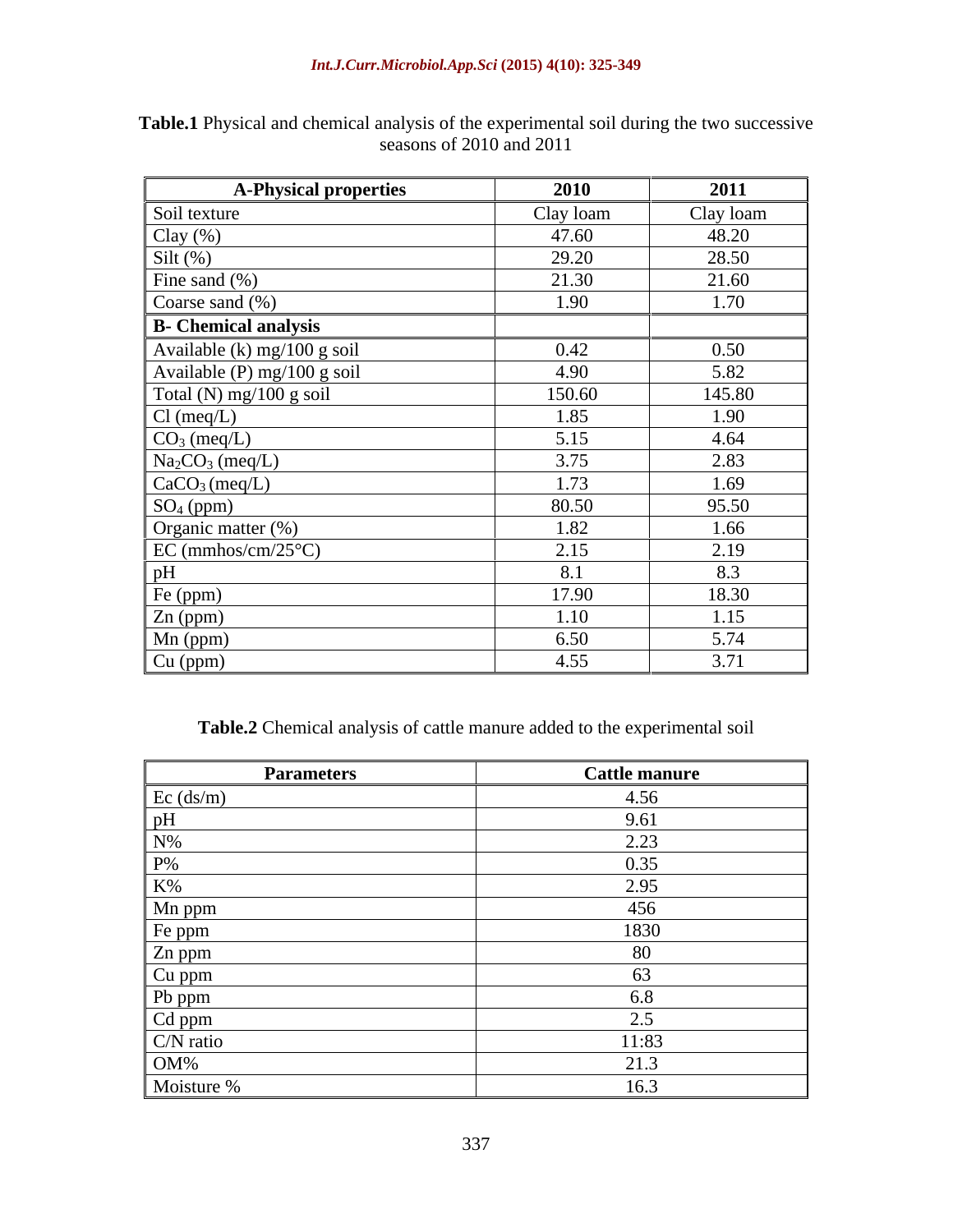**Table.1** Physical and chemical analysis of the experimental soil during the two successive seasons of 2010 and 2011

| A-Physical properties | 2010 | 2011 |
|---|---|---|
| Soil texture | Clay loam | Clay loam |
| Clay (%) | 47.60 | 48.20 |
| Silt (%) | 29.20 | 28.50 |
| Fine sand (%) | 21.30 | 21.60 |
| Coarse sand (%) | 1.90 | 1.70 |
| **B- Chemical analysis** | | |
| Available (k) mg/100 g soil | 0.42 | 0.50 |
| Available (P) mg/100 g soil | 4.90 | 5.82 |
| Total (N) mg/100 g soil | 150.60 | 145.80 |
| Cl (meq/L) | 1.85 | 1.90 |
| $CO_3$ (meq/L) | 5.15 | 4.64 |
| $Na_2CO_3$ (meq/L) | 3.75 | 2.83 |
| $CaCO_3$ (meq/L) | 1.73 | 1.69 |
| $SO_4$ (ppm) | 80.50 | 95.50 |
| Organic matter (%) | 1.82 | 1.66 |
| EC (mmhos/cm/25°C) | 2.15 | 2.19 |
| pH | 8.1 | 8.3 |
| Fe (ppm) | 17.90 | 18.30 |
| Zn (ppm) | 1.10 | 1.15 |
| Mn (ppm) | 6.50 | 5.74 |
| Cu (ppm) | 4.55 | 3.71 |

**Table.2** Chemical analysis of cattle manure added to the experimental soil

| Parameters | Cattle manure |
|---|---|
| Ec (ds/m) | 4.56 |
| pH | 9.61 |
| N% | 2.23 |
| P% | 0.35 |
| K% | 2.95 |
| Mn ppm | 456 |
| Fe ppm | 1830 |
| Zn ppm | 80 |
| Cu ppm | 63 |
| Pb ppm | 6.8 |
| Cd ppm | 2.5 |
| C/N ratio | 11:83 |
| OM% | 21.3 |
| Moisture % | 16.3 |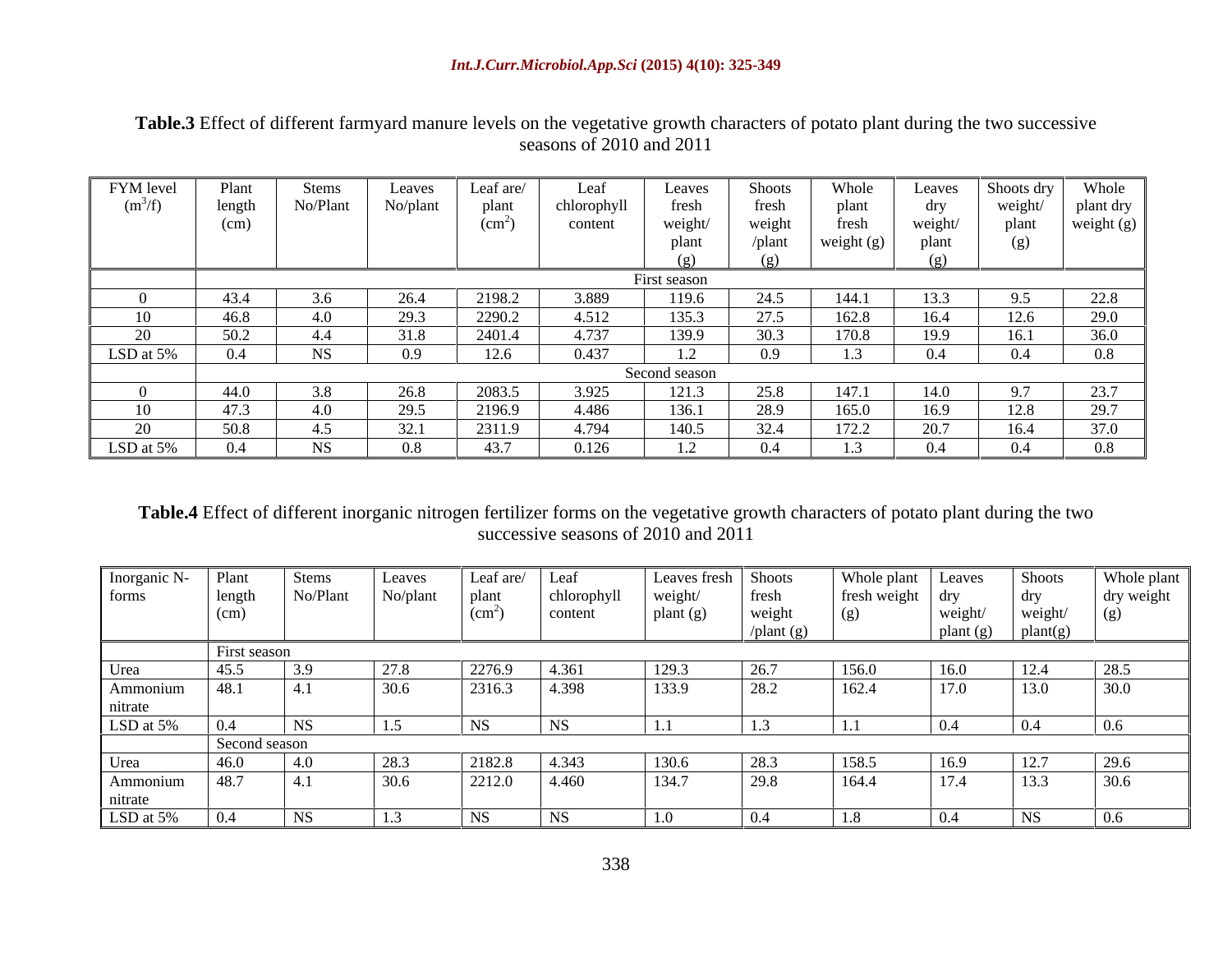**Table.3** Effect of different farmyard manure levels on the vegetative growth characters of potato plant during the two successive seasons of 2010 and 2011

| FYM level ($m^3$/f) | Plant length (cm) | Stems No/Plant | Leaves No/plant | Leaf are/ plant ($cm^2$) | Leaf chlorophyll content | Leaves fresh weight/ plant (g) | Shoots fresh weight /plant (g) | Whole plant fresh weight (g) | Leaves dry weight/ plant (g) | Shoots dry weight/ plant (g) | Whole plant dry weight (g) |
|---|---|---|---|---|---|---|---|---|---|---|---|
| | First season | | | | | | | | | | |
| 0 | 43.4 | 3.6 | 26.4 | 2198.2 | 3.889 | 119.6 | 24.5 | 144.1 | 13.3 | 9.5 | 22.8 |
| 10 | 46.8 | 4.0 | 29.3 | 2290.2 | 4.512 | 135.3 | 27.5 | 162.8 | 16.4 | 12.6 | 29.0 |
| 20 | 50.2 | 4.4 | 31.8 | 2401.4 | 4.737 | 139.9 | 30.3 | 170.8 | 19.9 | 16.1 | 36.0 |
| LSD at 5% | 0.4 | NS | 0.9 | 12.6 | 0.437 | 1.2 | 0.9 | 1.3 | 0.4 | 0.4 | 0.8 |
| | Second season | | | | | | | | | | |
| 0 | 44.0 | 3.8 | 26.8 | 2083.5 | 3.925 | 121.3 | 25.8 | 147.1 | 14.0 | 9.7 | 23.7 |
| 10 | 47.3 | 4.0 | 29.5 | 2196.9 | 4.486 | 136.1 | 28.9 | 165.0 | 16.9 | 12.8 | 29.7 |
| 20 | 50.8 | 4.5 | 32.1 | 2311.9 | 4.794 | 140.5 | 32.4 | 172.2 | 20.7 | 16.4 | 37.0 |
| LSD at 5% | 0.4 | NS | 0.8 | 43.7 | 0.126 | 1.2 | 0.4 | 1.3 | 0.4 | 0.4 | 0.8 |

**Table.4** Effect of different inorganic nitrogen fertilizer forms on the vegetative growth characters of potato plant during the two successive seasons of 2010 and 2011

| Inorganic N-forms | Plant length (cm) | Stems No/Plant | Leaves No/plant | Leaf are/ plant ($cm^2$) | Leaf chlorophyll content | Leaves fresh weight/ plant (g) | Shoots fresh weight /plant (g) | Whole plant fresh weight (g) | Leaves dry weight/ plant (g) | Shoots dry weight/ plant(g) | Whole plant dry weight (g) |
|---|---|---|---|---|---|---|---|---|---|---|---|
| | First season | | | | | | | | | | |
| Urea | 45.5 | 3.9 | 27.8 | 2276.9 | 4.361 | 129.3 | 26.7 | 156.0 | 16.0 | 12.4 | 28.5 |
| Ammonium nitrate | 48.1 | 4.1 | 30.6 | 2316.3 | 4.398 | 133.9 | 28.2 | 162.4 | 17.0 | 13.0 | 30.0 |
| LSD at 5% | 0.4 | NS | 1.5 | NS | NS | 1.1 | 1.3 | 1.1 | 0.4 | 0.4 | 0.6 |
| | Second season | | | | | | | | | | |
| Urea | 46.0 | 4.0 | 28.3 | 2182.8 | 4.343 | 130.6 | 28.3 | 158.5 | 16.9 | 12.7 | 29.6 |
| Ammonium nitrate | 48.7 | 4.1 | 30.6 | 2212.0 | 4.460 | 134.7 | 29.8 | 164.4 | 17.4 | 13.3 | 30.6 |
| LSD at 5% | 0.4 | NS | 1.3 | NS | NS | 1.0 | 0.4 | 1.8 | 0.4 | NS | 0.6 |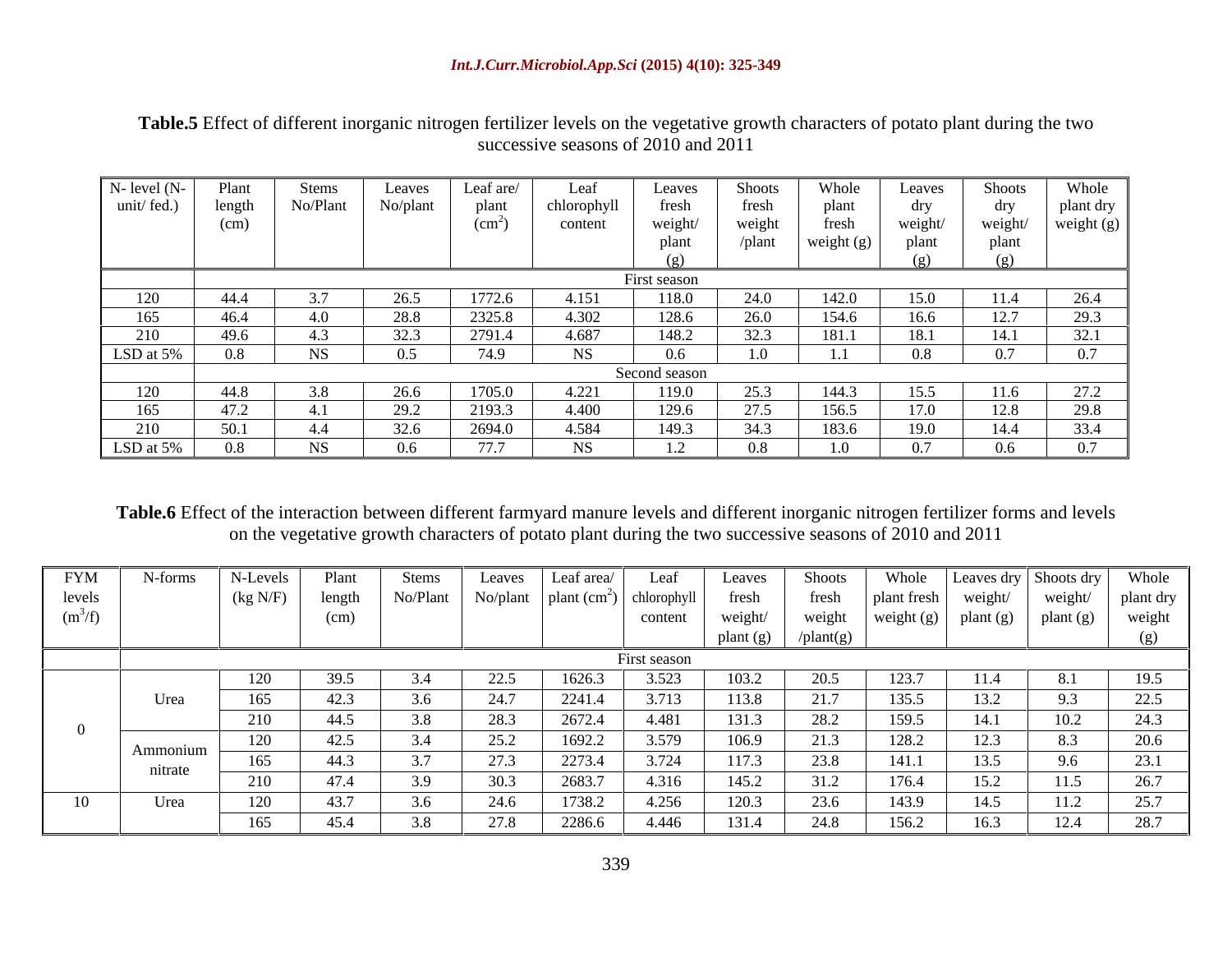**Table.5** Effect of different inorganic nitrogen fertilizer levels on the vegetative growth characters of potato plant during the two successive seasons of 2010 and 2011

| N- level (N-unit/ fed.) | Plant length (cm) | Stems No/Plant | Leaves No/plant | Leaf are/ plant ($cm^2$) | Leaf chlorophyll content | Leaves fresh weight/ plant (g) | Shoots fresh weight /plant | Whole plant fresh weight (g) | Leaves dry weight/ plant (g) | Shoots dry weight/ plant (g) | Whole plant dry weight (g) |
|---|---|---|---|---|---|---|---|---|---|---|---|
| | First season | | | | | | | | | | |
| 120 | 44.4 | 3.7 | 26.5 | 1772.6 | 4.151 | 118.0 | 24.0 | 142.0 | 15.0 | 11.4 | 26.4 |
| 165 | 46.4 | 4.0 | 28.8 | 2325.8 | 4.302 | 128.6 | 26.0 | 154.6 | 16.6 | 12.7 | 29.3 |
| 210 | 49.6 | 4.3 | 32.3 | 2791.4 | 4.687 | 148.2 | 32.3 | 181.1 | 18.1 | 14.1 | 32.1 |
| LSD at 5% | 0.8 | NS | 0.5 | 74.9 | NS | 0.6 | 1.0 | 1.1 | 0.8 | 0.7 | 0.7 |
| | Second season | | | | | | | | | | |
| 120 | 44.8 | 3.8 | 26.6 | 1705.0 | 4.221 | 119.0 | 25.3 | 144.3 | 15.5 | 11.6 | 27.2 |
| 165 | 47.2 | 4.1 | 29.2 | 2193.3 | 4.400 | 129.6 | 27.5 | 156.5 | 17.0 | 12.8 | 29.8 |
| 210 | 50.1 | 4.4 | 32.6 | 2694.0 | 4.584 | 149.3 | 34.3 | 183.6 | 19.0 | 14.4 | 33.4 |
| LSD at 5% | 0.8 | NS | 0.6 | 77.7 | NS | 1.2 | 0.8 | 1.0 | 0.7 | 0.6 | 0.7 |

**Table.6** Effect of the interaction between different farmyard manure levels and different inorganic nitrogen fertilizer forms and levels on the vegetative growth characters of potato plant during the two successive seasons of 2010 and 2011

| FYM levels ($m^3$/f) | N-forms | N-Levels (kg N/F) | Plant length (cm) | Stems No/Plant | Leaves No/plant | Leaf area/ plant ($cm^2$) | Leaf chlorophyll content | Leaves fresh weight/ plant (g) | Shoots fresh weight /plant(g) | Whole plant fresh weight (g) | Leaves dry weight/ plant (g) | Shoots dry weight/ plant (g) | Whole plant dry weight (g) |
|---|---|---|---|---|---|---|---|---|---|---|---|---|---|
| | First season | | | | | | | | | | | | |
| 0 | Urea | 120 | 39.5 | 3.4 | 22.5 | 1626.3 | 3.523 | 103.2 | 20.5 | 123.7 | 11.4 | 8.1 | 19.5 |
| | | 165 | 42.3 | 3.6 | 24.7 | 2241.4 | 3.713 | 113.8 | 21.7 | 135.5 | 13.2 | 9.3 | 22.5 |
| | | 210 | 44.5 | 3.8 | 28.3 | 2672.4 | 4.481 | 131.3 | 28.2 | 159.5 | 14.1 | 10.2 | 24.3 |
| | Ammonium nitrate | 120 | 42.5 | 3.4 | 25.2 | 1692.2 | 3.579 | 106.9 | 21.3 | 128.2 | 12.3 | 8.3 | 20.6 |
| | | 165 | 44.3 | 3.7 | 27.3 | 2273.4 | 3.724 | 117.3 | 23.8 | 141.1 | 13.5 | 9.6 | 23.1 |
| | | 210 | 47.4 | 3.9 | 30.3 | 2683.7 | 4.316 | 145.2 | 31.2 | 176.4 | 15.2 | 11.5 | 26.7 |
| 10 | Urea | 120 | 43.7 | 3.6 | 24.6 | 1738.2 | 4.256 | 120.3 | 23.6 | 143.9 | 14.5 | 11.2 | 25.7 |
| | | 165 | 45.4 | 3.8 | 27.8 | 2286.6 | 4.446 | 131.4 | 24.8 | 156.2 | 16.3 | 12.4 | 28.7 |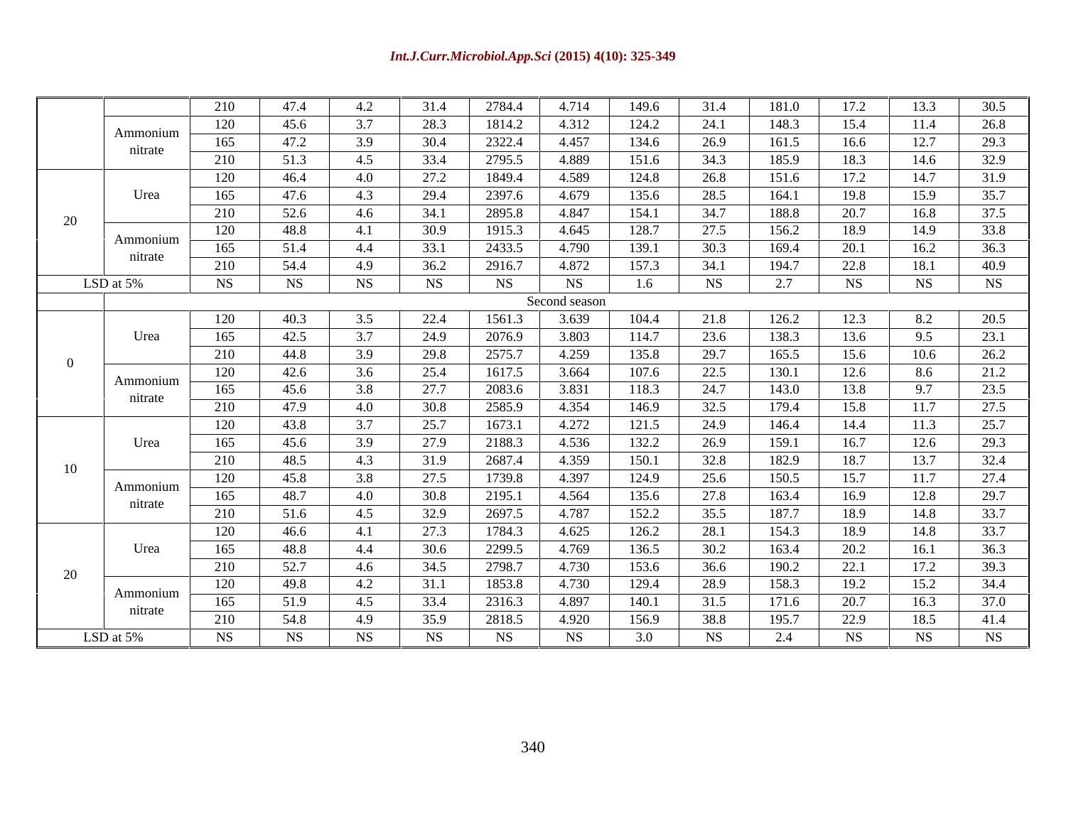|  |  | 210 | 47.4 | 4.2 | 31.4 | 2784.4 | 4.714 | 149.6 | 31.4 | 181.0 | 17.2 | 13.3 | 30.5 |
|---|---|---|---|---|---|---|---|---|---|---|---|---|---|
|  | Ammonium nitrate | 120 | 45.6 | 3.7 | 28.3 | 1814.2 | 4.312 | 124.2 | 24.1 | 148.3 | 15.4 | 11.4 | 26.8 |
|  |  | 165 | 47.2 | 3.9 | 30.4 | 2322.4 | 4.457 | 134.6 | 26.9 | 161.5 | 16.6 | 12.7 | 29.3 |
|  |  | 210 | 51.3 | 4.5 | 33.4 | 2795.5 | 4.889 | 151.6 | 34.3 | 185.9 | 18.3 | 14.6 | 32.9 |
| 20 | Urea | 120 | 46.4 | 4.0 | 27.2 | 1849.4 | 4.589 | 124.8 | 26.8 | 151.6 | 17.2 | 14.7 | 31.9 |
|  |  | 165 | 47.6 | 4.3 | 29.4 | 2397.6 | 4.679 | 135.6 | 28.5 | 164.1 | 19.8 | 15.9 | 35.7 |
|  |  | 210 | 52.6 | 4.6 | 34.1 | 2895.8 | 4.847 | 154.1 | 34.7 | 188.8 | 20.7 | 16.8 | 37.5 |
|  | Ammonium nitrate | 120 | 48.8 | 4.1 | 30.9 | 1915.3 | 4.645 | 128.7 | 27.5 | 156.2 | 18.9 | 14.9 | 33.8 |
|  |  | 165 | 51.4 | 4.4 | 33.1 | 2433.5 | 4.790 | 139.1 | 30.3 | 169.4 | 20.1 | 16.2 | 36.3 |
|  |  | 210 | 54.4 | 4.9 | 36.2 | 2916.7 | 4.872 | 157.3 | 34.1 | 194.7 | 22.8 | 18.1 | 40.9 |
| LSD at 5% |  | NS | NS | NS | NS | NS | NS | 1.6 | NS | 2.7 | NS | NS | NS |
|  |  |  |  |  |  |  | Second season |  |  |  |  |  |  |
| 0 | Urea | 120 | 40.3 | 3.5 | 22.4 | 1561.3 | 3.639 | 104.4 | 21.8 | 126.2 | 12.3 | 8.2 | 20.5 |
|  |  | 165 | 42.5 | 3.7 | 24.9 | 2076.9 | 3.803 | 114.7 | 23.6 | 138.3 | 13.6 | 9.5 | 23.1 |
|  |  | 210 | 44.8 | 3.9 | 29.8 | 2575.7 | 4.259 | 135.8 | 29.7 | 165.5 | 15.6 | 10.6 | 26.2 |
|  | Ammonium nitrate | 120 | 42.6 | 3.6 | 25.4 | 1617.5 | 3.664 | 107.6 | 22.5 | 130.1 | 12.6 | 8.6 | 21.2 |
|  |  | 165 | 45.6 | 3.8 | 27.7 | 2083.6 | 3.831 | 118.3 | 24.7 | 143.0 | 13.8 | 9.7 | 23.5 |
|  |  | 210 | 47.9 | 4.0 | 30.8 | 2585.9 | 4.354 | 146.9 | 32.5 | 179.4 | 15.8 | 11.7 | 27.5 |
| 10 | Urea | 120 | 43.8 | 3.7 | 25.7 | 1673.1 | 4.272 | 121.5 | 24.9 | 146.4 | 14.4 | 11.3 | 25.7 |
|  |  | 165 | 45.6 | 3.9 | 27.9 | 2188.3 | 4.536 | 132.2 | 26.9 | 159.1 | 16.7 | 12.6 | 29.3 |
|  |  | 210 | 48.5 | 4.3 | 31.9 | 2687.4 | 4.359 | 150.1 | 32.8 | 182.9 | 18.7 | 13.7 | 32.4 |
|  | Ammonium nitrate | 120 | 45.8 | 3.8 | 27.5 | 1739.8 | 4.397 | 124.9 | 25.6 | 150.5 | 15.7 | 11.7 | 27.4 |
|  |  | 165 | 48.7 | 4.0 | 30.8 | 2195.1 | 4.564 | 135.6 | 27.8 | 163.4 | 16.9 | 12.8 | 29.7 |
|  |  | 210 | 51.6 | 4.5 | 32.9 | 2697.5 | 4.787 | 152.2 | 35.5 | 187.7 | 18.9 | 14.8 | 33.7 |
| 20 | Urea | 120 | 46.6 | 4.1 | 27.3 | 1784.3 | 4.625 | 126.2 | 28.1 | 154.3 | 18.9 | 14.8 | 33.7 |
|  |  | 165 | 48.8 | 4.4 | 30.6 | 2299.5 | 4.769 | 136.5 | 30.2 | 163.4 | 20.2 | 16.1 | 36.3 |
|  |  | 210 | 52.7 | 4.6 | 34.5 | 2798.7 | 4.730 | 153.6 | 36.6 | 190.2 | 22.1 | 17.2 | 39.3 |
|  | Ammonium nitrate | 120 | 49.8 | 4.2 | 31.1 | 1853.8 | 4.730 | 129.4 | 28.9 | 158.3 | 19.2 | 15.2 | 34.4 |
|  |  | 165 | 51.9 | 4.5 | 33.4 | 2316.3 | 4.897 | 140.1 | 31.5 | 171.6 | 20.7 | 16.3 | 37.0 |
|  |  | 210 | 54.8 | 4.9 | 35.9 | 2818.5 | 4.920 | 156.9 | 38.8 | 195.7 | 22.9 | 18.5 | 41.4 |
| LSD at 5% |  | NS | NS | NS | NS | NS | NS | 3.0 | NS | 2.4 | NS | NS | NS |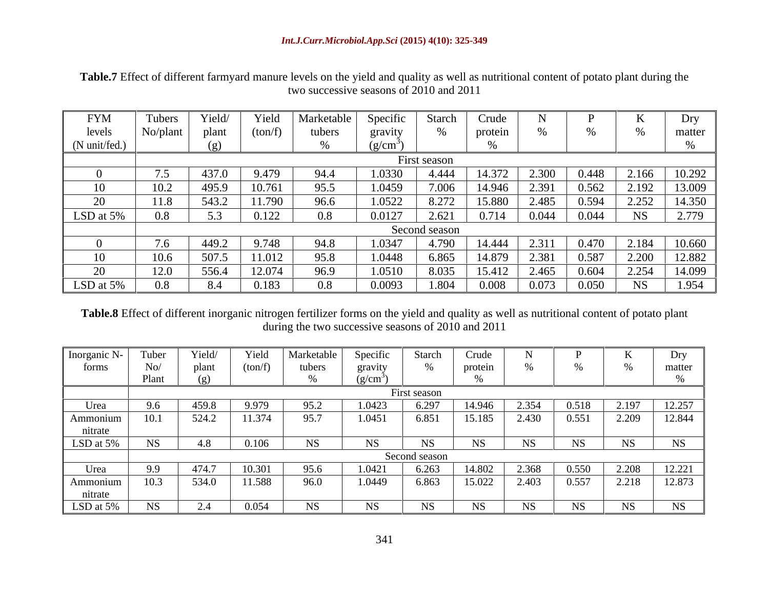**Table.7** Effect of different farmyard manure levels on the yield and quality as well as nutritional content of potato plant during the two successive seasons of 2010 and 2011

| FYM levels (N unit/fed.) | Tubers No/plant | Yield/ plant (g) | Yield (ton/f) | Marketable tubers % | Specific gravity ($g/cm^3$) | Starch % | Crude protein % | N % | P % | K % | Dry matter % |
|---|---|---|---|---|---|---|---|---|---|---|---|
| | First season | | | | | | | | | | |
| 0 | 7.5 | 437.0 | 9.479 | 94.4 | 1.0330 | 4.444 | 14.372 | 2.300 | 0.448 | 2.166 | 10.292 |
| 10 | 10.2 | 495.9 | 10.761 | 95.5 | 1.0459 | 7.006 | 14.946 | 2.391 | 0.562 | 2.192 | 13.009 |
| 20 | 11.8 | 543.2 | 11.790 | 96.6 | 1.0522 | 8.272 | 15.880 | 2.485 | 0.594 | 2.252 | 14.350 |
| LSD at 5% | 0.8 | 5.3 | 0.122 | 0.8 | 0.0127 | 2.621 | 0.714 | 0.044 | 0.044 | NS | 2.779 |
| | Second season | | | | | | | | | | |
| 0 | 7.6 | 449.2 | 9.748 | 94.8 | 1.0347 | 4.790 | 14.444 | 2.311 | 0.470 | 2.184 | 10.660 |
| 10 | 10.6 | 507.5 | 11.012 | 95.8 | 1.0448 | 6.865 | 14.879 | 2.381 | 0.587 | 2.200 | 12.882 |
| 20 | 12.0 | 556.4 | 12.074 | 96.9 | 1.0510 | 8.035 | 15.412 | 2.465 | 0.604 | 2.254 | 14.099 |
| LSD at 5% | 0.8 | 8.4 | 0.183 | 0.8 | 0.0093 | 1.804 | 0.008 | 0.073 | 0.050 | NS | 1.954 |

**Table.8** Effect of different inorganic nitrogen fertilizer forms on the yield and quality as well as nutritional content of potato plant during the two successive seasons of 2010 and 2011

| Inorganic N-forms | Tuber No/ Plant | Yield/ plant (g) | Yield (ton/f) | Marketable tubers % | Specific gravity ($g/cm^3$) | Starch % | Crude protein % | N % | P % | K % | Dry matter % |
|---|---|---|---|---|---|---|---|---|---|---|---|
| | First season | | | | | | | | | | |
| Urea | 9.6 | 459.8 | 9.979 | 95.2 | 1.0423 | 6.297 | 14.946 | 2.354 | 0.518 | 2.197 | 12.257 |
| Ammonium nitrate | 10.1 | 524.2 | 11.374 | 95.7 | 1.0451 | 6.851 | 15.185 | 2.430 | 0.551 | 2.209 | 12.844 |
| LSD at 5% | NS | 4.8 | 0.106 | NS | NS | NS | NS | NS | NS | NS | NS |
| | Second season | | | | | | | | | | |
| Urea | 9.9 | 474.7 | 10.301 | 95.6 | 1.0421 | 6.263 | 14.802 | 2.368 | 0.550 | 2.208 | 12.221 |
| Ammonium nitrate | 10.3 | 534.0 | 11.588 | 96.0 | 1.0449 | 6.863 | 15.022 | 2.403 | 0.557 | 2.218 | 12.873 |
| LSD at 5% | NS | 2.4 | 0.054 | NS | NS | NS | NS | NS | NS | NS | NS |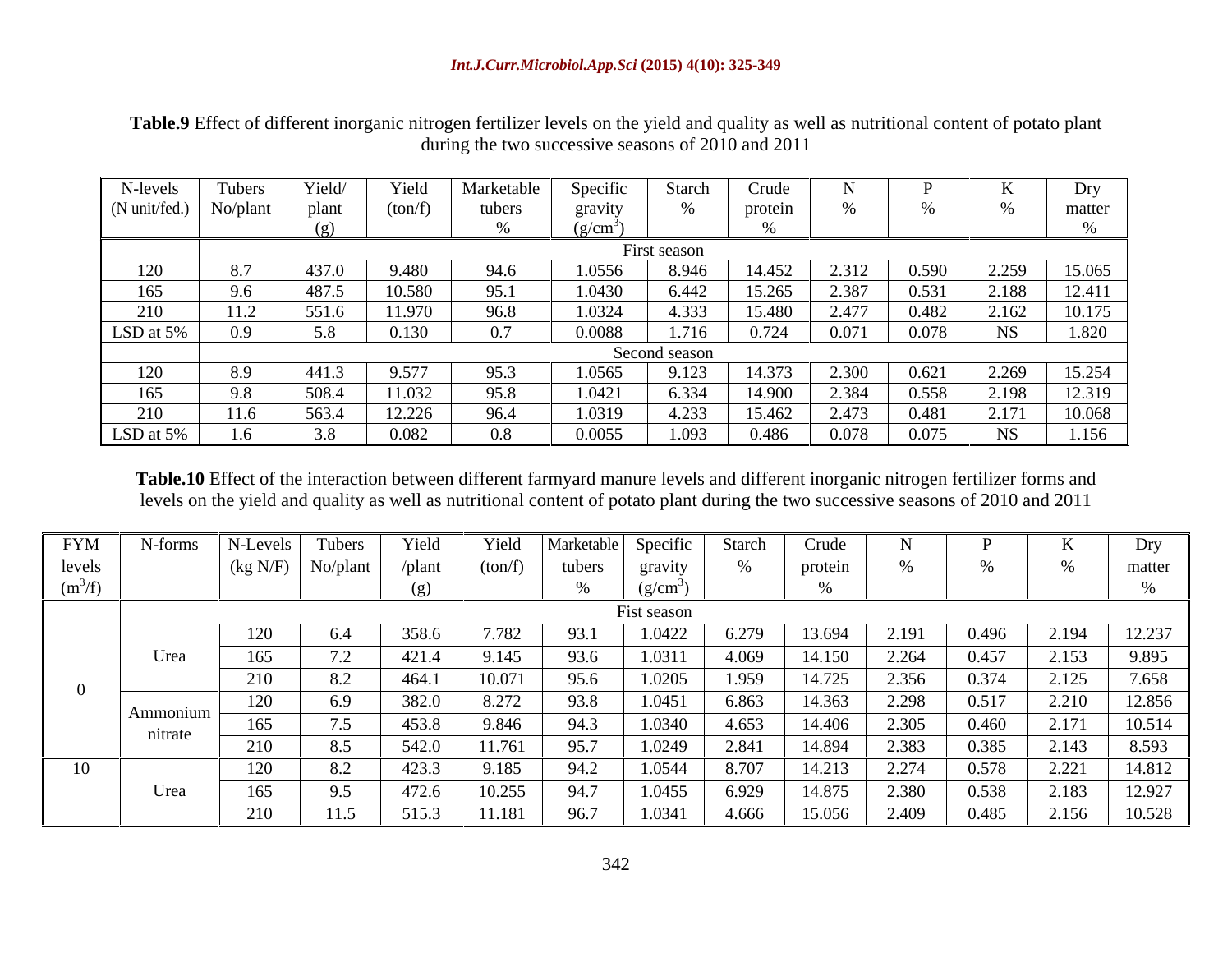**Table.9** Effect of different inorganic nitrogen fertilizer levels on the yield and quality as well as nutritional content of potato plant during the two successive seasons of 2010 and 2011

| N-levels (N unit/fed.) | Tubers No/plant | Yield/ plant (g) | Yield (ton/f) | Marketable tubers % | Specific gravity (g/cm$^3$) | Starch % | Crude protein % | N % | P % | K % | Dry matter % |
|---|---|---|---|---|---|---|---|---|---|---|---|
| | First season | | | | | | | | | | |
| 120 | 8.7 | 437.0 | 9.480 | 94.6 | 1.0556 | 8.946 | 14.452 | 2.312 | 0.590 | 2.259 | 15.065 |
| 165 | 9.6 | 487.5 | 10.580 | 95.1 | 1.0430 | 6.442 | 15.265 | 2.387 | 0.531 | 2.188 | 12.411 |
| 210 | 11.2 | 551.6 | 11.970 | 96.8 | 1.0324 | 4.333 | 15.480 | 2.477 | 0.482 | 2.162 | 10.175 |
| LSD at 5% | 0.9 | 5.8 | 0.130 | 0.7 | 0.0088 | 1.716 | 0.724 | 0.071 | 0.078 | NS | 1.820 |
| | Second season | | | | | | | | | | |
| 120 | 8.9 | 441.3 | 9.577 | 95.3 | 1.0565 | 9.123 | 14.373 | 2.300 | 0.621 | 2.269 | 15.254 |
| 165 | 9.8 | 508.4 | 11.032 | 95.8 | 1.0421 | 6.334 | 14.900 | 2.384 | 0.558 | 2.198 | 12.319 |
| 210 | 11.6 | 563.4 | 12.226 | 96.4 | 1.0319 | 4.233 | 15.462 | 2.473 | 0.481 | 2.171 | 10.068 |
| LSD at 5% | 1.6 | 3.8 | 0.082 | 0.8 | 0.0055 | 1.093 | 0.486 | 0.078 | 0.075 | NS | 1.156 |

**Table.10** Effect of the interaction between different farmyard manure levels and different inorganic nitrogen fertilizer forms and levels on the yield and quality as well as nutritional content of potato plant during the two successive seasons of 2010 and 2011

| FYM levels (m$^3$/f) | N-forms | N-Levels (kg N/F) | Tubers No/plant | Yield /plant (g) | Yield (ton/f) | Marketable tubers % | Specific gravity (g/cm$^3$) | Starch % | Crude protein % | N % | P % | K % | Dry matter % |
|---|---|---|---|---|---|---|---|---|---|---|---|---|---|
| | Fist season | | | | | | | | | | | | |
| 0 | Urea | 120 | 6.4 | 358.6 | 7.782 | 93.1 | 1.0422 | 6.279 | 13.694 | 2.191 | 0.496 | 2.194 | 12.237 |
| | | 165 | 7.2 | 421.4 | 9.145 | 93.6 | 1.0311 | 4.069 | 14.150 | 2.264 | 0.457 | 2.153 | 9.895 |
| | | 210 | 8.2 | 464.1 | 10.071 | 95.6 | 1.0205 | 1.959 | 14.725 | 2.356 | 0.374 | 2.125 | 7.658 |
| | Ammonium nitrate | 120 | 6.9 | 382.0 | 8.272 | 93.8 | 1.0451 | 6.863 | 14.363 | 2.298 | 0.517 | 2.210 | 12.856 |
| | | 165 | 7.5 | 453.8 | 9.846 | 94.3 | 1.0340 | 4.653 | 14.406 | 2.305 | 0.460 | 2.171 | 10.514 |
| | | 210 | 8.5 | 542.0 | 11.761 | 95.7 | 1.0249 | 2.841 | 14.894 | 2.383 | 0.385 | 2.143 | 8.593 |
| 10 | Urea | 120 | 8.2 | 423.3 | 9.185 | 94.2 | 1.0544 | 8.707 | 14.213 | 2.274 | 0.578 | 2.221 | 14.812 |
| | | 165 | 9.5 | 472.6 | 10.255 | 94.7 | 1.0455 | 6.929 | 14.875 | 2.380 | 0.538 | 2.183 | 12.927 |
| | | 210 | 11.5 | 515.3 | 11.181 | 96.7 | 1.0341 | 4.666 | 15.056 | 2.409 | 0.485 | 2.156 | 10.528 |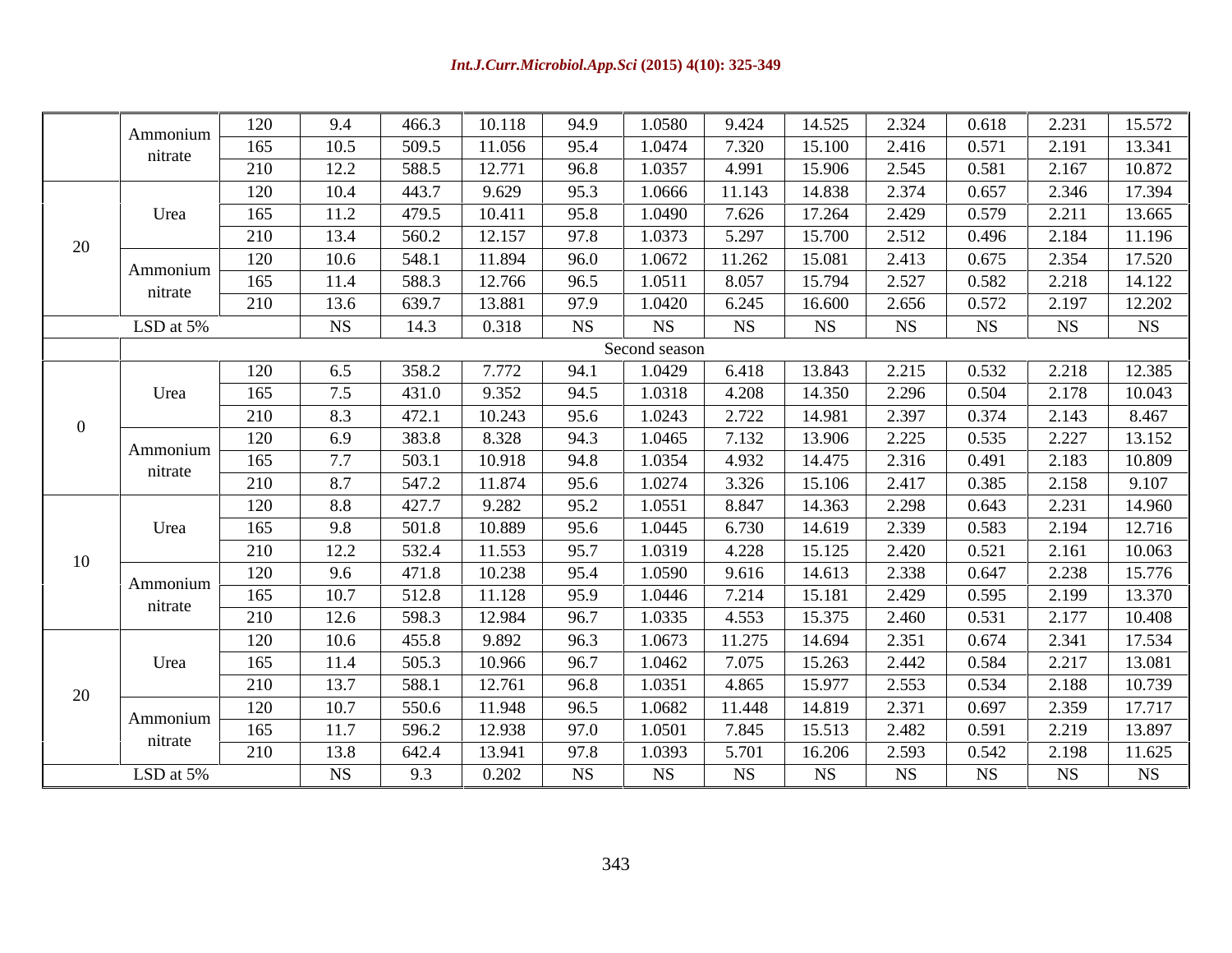| | | | | | | | | | | | | | |
|---|---|---|---|---|---|---|---|---|---|---|---|---|---|
| | Ammonium nitrate | 120 | 9.4 | 466.3 | 10.118 | 94.9 | 1.0580 | 9.424 | 14.525 | 2.324 | 0.618 | 2.231 | 15.572 |
| | | 165 | 10.5 | 509.5 | 11.056 | 95.4 | 1.0474 | 7.320 | 15.100 | 2.416 | 0.571 | 2.191 | 13.341 |
| | | 210 | 12.2 | 588.5 | 12.771 | 96.8 | 1.0357 | 4.991 | 15.906 | 2.545 | 0.581 | 2.167 | 10.872 |
| 20 | Urea | 120 | 10.4 | 443.7 | 9.629 | 95.3 | 1.0666 | 11.143 | 14.838 | 2.374 | 0.657 | 2.346 | 17.394 |
| | | 165 | 11.2 | 479.5 | 10.411 | 95.8 | 1.0490 | 7.626 | 17.264 | 2.429 | 0.579 | 2.211 | 13.665 |
| | | 210 | 13.4 | 560.2 | 12.157 | 97.8 | 1.0373 | 5.297 | 15.700 | 2.512 | 0.496 | 2.184 | 11.196 |
| | Ammonium nitrate | 120 | 10.6 | 548.1 | 11.894 | 96.0 | 1.0672 | 11.262 | 15.081 | 2.413 | 0.675 | 2.354 | 17.520 |
| | | 165 | 11.4 | 588.3 | 12.766 | 96.5 | 1.0511 | 8.057 | 15.794 | 2.527 | 0.582 | 2.218 | 14.122 |
| | | 210 | 13.6 | 639.7 | 13.881 | 97.9 | 1.0420 | 6.245 | 16.600 | 2.656 | 0.572 | 2.197 | 12.202 |
| LSD at 5% | | | NS | 14.3 | 0.318 | NS | NS | NS | NS | NS | NS | NS | NS |
| | Second season | | | | | | | | | | | | |
| 0 | Urea | 120 | 6.5 | 358.2 | 7.772 | 94.1 | 1.0429 | 6.418 | 13.843 | 2.215 | 0.532 | 2.218 | 12.385 |
| | | 165 | 7.5 | 431.0 | 9.352 | 94.5 | 1.0318 | 4.208 | 14.350 | 2.296 | 0.504 | 2.178 | 10.043 |
| | | 210 | 8.3 | 472.1 | 10.243 | 95.6 | 1.0243 | 2.722 | 14.981 | 2.397 | 0.374 | 2.143 | 8.467 |
| | Ammonium nitrate | 120 | 6.9 | 383.8 | 8.328 | 94.3 | 1.0465 | 7.132 | 13.906 | 2.225 | 0.535 | 2.227 | 13.152 |
| | | 165 | 7.7 | 503.1 | 10.918 | 94.8 | 1.0354 | 4.932 | 14.475 | 2.316 | 0.491 | 2.183 | 10.809 |
| | | 210 | 8.7 | 547.2 | 11.874 | 95.6 | 1.0274 | 3.326 | 15.106 | 2.417 | 0.385 | 2.158 | 9.107 |
| 10 | Urea | 120 | 8.8 | 427.7 | 9.282 | 95.2 | 1.0551 | 8.847 | 14.363 | 2.298 | 0.643 | 2.231 | 14.960 |
| | | 165 | 9.8 | 501.8 | 10.889 | 95.6 | 1.0445 | 6.730 | 14.619 | 2.339 | 0.583 | 2.194 | 12.716 |
| | | 210 | 12.2 | 532.4 | 11.553 | 95.7 | 1.0319 | 4.228 | 15.125 | 2.420 | 0.521 | 2.161 | 10.063 |
| | Ammonium nitrate | 120 | 9.6 | 471.8 | 10.238 | 95.4 | 1.0590 | 9.616 | 14.613 | 2.338 | 0.647 | 2.238 | 15.776 |
| | | 165 | 10.7 | 512.8 | 11.128 | 95.9 | 1.0446 | 7.214 | 15.181 | 2.429 | 0.595 | 2.199 | 13.370 |
| | | 210 | 12.6 | 598.3 | 12.984 | 96.7 | 1.0335 | 4.553 | 15.375 | 2.460 | 0.531 | 2.177 | 10.408 |
| 20 | Urea | 120 | 10.6 | 455.8 | 9.892 | 96.3 | 1.0673 | 11.275 | 14.694 | 2.351 | 0.674 | 2.341 | 17.534 |
| | | 165 | 11.4 | 505.3 | 10.966 | 96.7 | 1.0462 | 7.075 | 15.263 | 2.442 | 0.584 | 2.217 | 13.081 |
| | | 210 | 13.7 | 588.1 | 12.761 | 96.8 | 1.0351 | 4.865 | 15.977 | 2.553 | 0.534 | 2.188 | 10.739 |
| | Ammonium nitrate | 120 | 10.7 | 550.6 | 11.948 | 96.5 | 1.0682 | 11.448 | 14.819 | 2.371 | 0.697 | 2.359 | 17.717 |
| | | 165 | 11.7 | 596.2 | 12.938 | 97.0 | 1.0501 | 7.845 | 15.513 | 2.482 | 0.591 | 2.219 | 13.897 |
| | | 210 | 13.8 | 642.4 | 13.941 | 97.8 | 1.0393 | 5.701 | 16.206 | 2.593 | 0.542 | 2.198 | 11.625 |
| LSD at 5% | | | NS | 9.3 | 0.202 | NS | NS | NS | NS | NS | NS | NS | NS |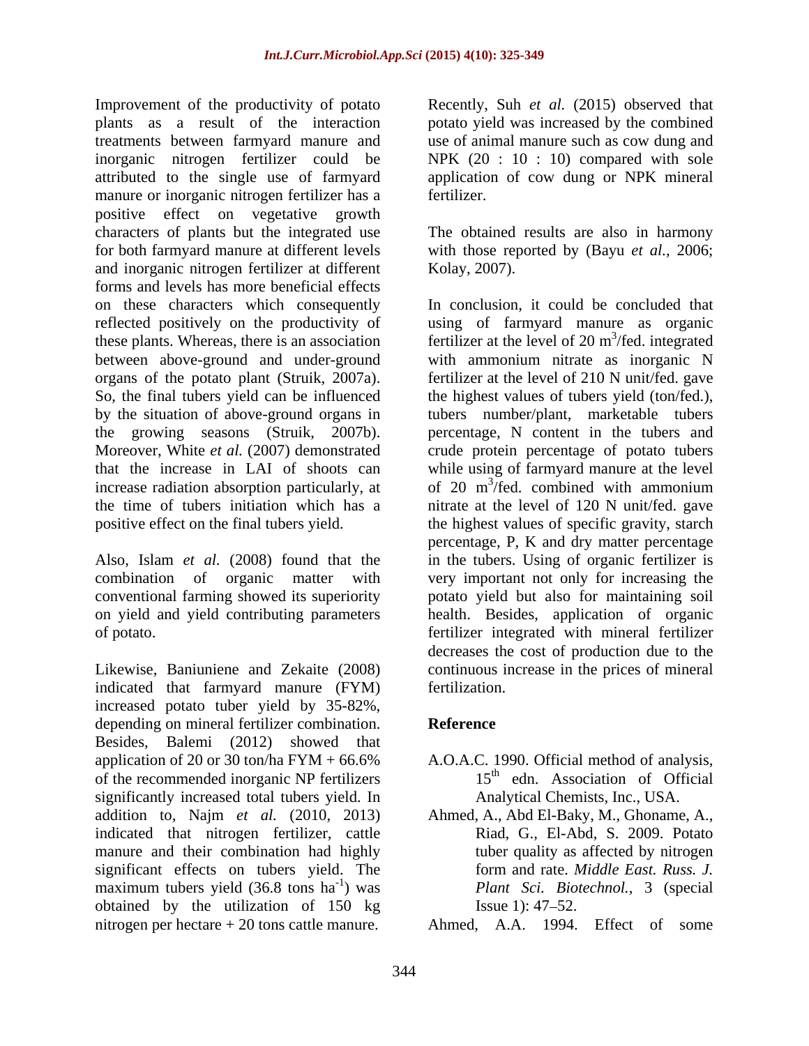Improvement of the productivity of potato plants as a result of the interaction treatments between farmyard manure and inorganic nitrogen fertilizer could be attributed to the single use of farmyard manure or inorganic nitrogen fertilizer has a positive effect on vegetative growth characters of plants but the integrated use for both farmyard manure at different levels and inorganic nitrogen fertilizer at different forms and levels has more beneficial effects on these characters which consequently reflected positively on the productivity of these plants. Whereas, there is an association between above-ground and under-ground organs of the potato plant (Struik, 2007a). So, the final tubers yield can be influenced by the situation of above-ground organs in the growing seasons (Struik, 2007b). Moreover, White *et al.* (2007) demonstrated that the increase in LAI of shoots can increase radiation absorption particularly, at the time of tubers initiation which has a positive effect on the final tubers yield.

Also, Islam *et al.* (2008) found that the combination of organic matter with conventional farming showed its superiority on yield and yield contributing parameters of potato.

Likewise, Baniuniene and Zekaite (2008) indicated that farmyard manure (FYM) increased potato tuber yield by 35-82%, depending on mineral fertilizer combination. Besides, Balemi (2012) showed that application of 20 or 30 ton/ha FYM + 66.6% of the recommended inorganic NP fertilizers significantly increased total tubers yield. In addition to, Najm *et al.* (2010, 2013) indicated that nitrogen fertilizer, cattle manure and their combination had highly significant effects on tubers yield. The maximum tubers yield (36.8 tons $ha^{-1}$) was obtained by the utilization of 150 kg nitrogen per hectare + 20 tons cattle manure.

Recently, Suh *et al.* (2015) observed that potato yield was increased by the combined use of animal manure such as cow dung and NPK (20 : 10 : 10) compared with sole application of cow dung or NPK mineral fertilizer.

The obtained results are also in harmony with those reported by (Bayu *et al.*, 2006; Kolay, 2007).

In conclusion, it could be concluded that using of farmyard manure as organic fertilizer at the level of 20 $m^3$/fed. integrated with ammonium nitrate as inorganic N fertilizer at the level of 210 N unit/fed. gave the highest values of tubers yield (ton/fed.), tubers number/plant, marketable tubers percentage, N content in the tubers and crude protein percentage of potato tubers while using of farmyard manure at the level of 20 $m^3$/fed. combined with ammonium nitrate at the level of 120 N unit/fed. gave the highest values of specific gravity, starch percentage, P, K and dry matter percentage in the tubers. Using of organic fertilizer is very important not only for increasing the potato yield but also for maintaining soil health. Besides, application of organic fertilizer integrated with mineral fertilizer decreases the cost of production due to the continuous increase in the prices of mineral fertilization.

## Reference

A.O.A.C. 1990. Official method of analysis, 15th edn. Association of Official Analytical Chemists, Inc., USA.

Ahmed, A., Abd El-Baky, M., Ghoname, A., Riad, G., El-Abd, S. 2009. Potato tuber quality as affected by nitrogen form and rate. *Middle East. Russ. J. Plant Sci. Biotechnol.*, 3 (special Issue 1): 47–52.

Ahmed, A.A. 1994. Effect of some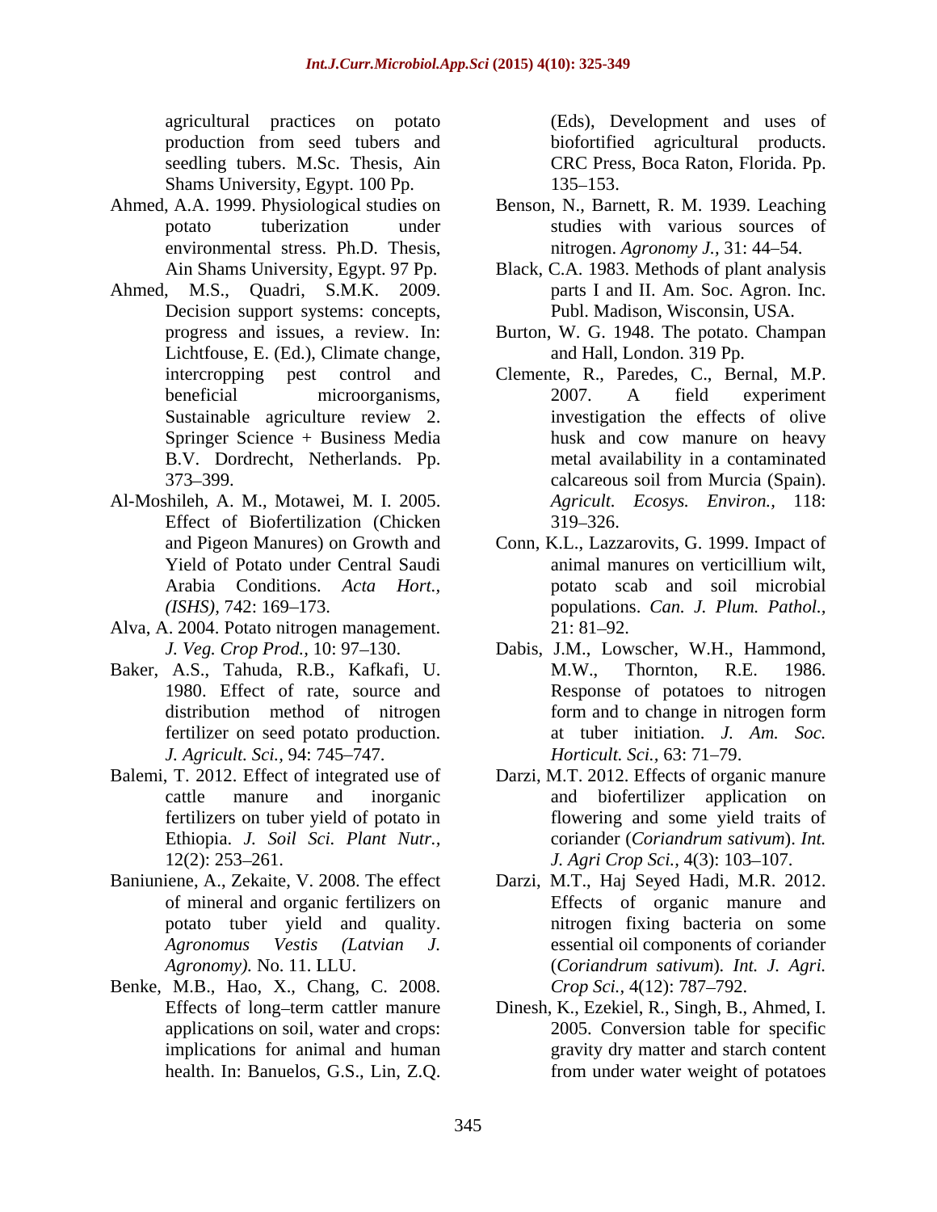agricultural practices on potato production from seed tubers and seedling tubers. M.Sc. Thesis, Ain Shams University, Egypt. 100 Pp.

Ahmed, A.A. 1999. Physiological studies on potato tuberization under environmental stress. Ph.D. Thesis, Ain Shams University, Egypt. 97 Pp.

Ahmed, M.S., Quadri, S.M.K. 2009. Decision support systems: concepts, progress and issues, a review. In: Lichtfouse, E. (Ed.), Climate change, intercropping pest control and beneficial microorganisms, Sustainable agriculture review 2. Springer Science + Business Media B.V. Dordrecht, Netherlands. Pp. 373–399.

Al-Moshileh, A. M., Motawei, M. I. 2005. Effect of Biofertilization (Chicken and Pigeon Manures) on Growth and Yield of Potato under Central Saudi Arabia Conditions. *Acta Hort., (ISHS),* 742: 169–173.

Alva, A. 2004. Potato nitrogen management. *J. Veg. Crop Prod.,* 10: 97–130.

Baker, A.S., Tahuda, R.B., Kafkafi, U. 1980. Effect of rate, source and distribution method of nitrogen fertilizer on seed potato production. *J. Agricult. Sci.,* 94: 745–747.

Balemi, T. 2012. Effect of integrated use of cattle manure and inorganic fertilizers on tuber yield of potato in Ethiopia. *J. Soil Sci. Plant Nutr.,* 12(2): 253–261.

Baniuniene, A., Zekaite, V. 2008. The effect of mineral and organic fertilizers on potato tuber yield and quality. *Agronomus Vestis (Latvian J. Agronomy).* No. 11. LLU.

Benke, M.B., Hao, X., Chang, C. 2008. Effects of long–term cattler manure applications on soil, water and crops: implications for animal and human health. In: Banuelos, G.S., Lin, Z.Q. (Eds), Development and uses of biofortified agricultural products. CRC Press, Boca Raton, Florida. Pp. 135–153.

Benson, N., Barnett, R. M. 1939. Leaching studies with various sources of nitrogen. *Agronomy J.,* 31: 44–54.

Black, C.A. 1983. Methods of plant analysis parts I and II. Am. Soc. Agron. Inc. Publ. Madison, Wisconsin, USA.

Burton, W. G. 1948. The potato. Champan and Hall, London. 319 Pp.

Clemente, R., Paredes, C., Bernal, M.P. 2007. A field experiment investigation the effects of olive husk and cow manure on heavy metal availability in a contaminated calcareous soil from Murcia (Spain). *Agricult. Ecosys. Environ.,* 118: 319–326.

Conn, K.L., Lazzarovits, G. 1999. Impact of animal manures on verticillium wilt, potato scab and soil microbial populations. *Can. J. Plum. Pathol.,* 21: 81–92.

Dabis, J.M., Lowscher, W.H., Hammond, M.W., Thornton, R.E. 1986. Response of potatoes to nitrogen form and to change in nitrogen form at tuber initiation. *J. Am. Soc. Horticult. Sci.,* 63: 71–79.

Darzi, M.T. 2012. Effects of organic manure and biofertilizer application on flowering and some yield traits of coriander (*Coriandrum sativum*). *Int. J. Agri Crop Sci.,* 4(3): 103–107.

Darzi, M.T., Haj Seyed Hadi, M.R. 2012. Effects of organic manure and nitrogen fixing bacteria on some essential oil components of coriander (*Coriandrum sativum*). *Int. J. Agri. Crop Sci.,* 4(12): 787–792.

Dinesh, K., Ezekiel, R., Singh, B., Ahmed, I. 2005. Conversion table for specific gravity dry matter and starch content from under water weight of potatoes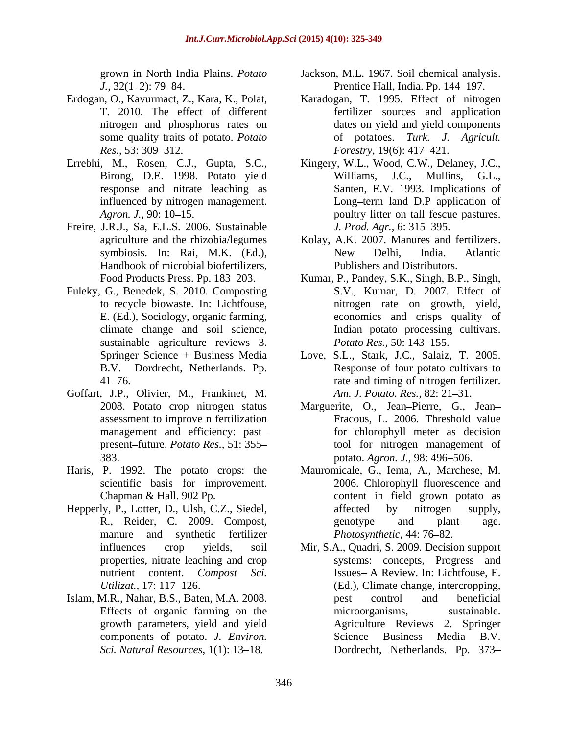grown in North India Plains. *Potato J.,* 32(1–2): 79–84.

Erdogan, O., Kavurmact, Z., Kara, K., Polat, T. 2010. The effect of different nitrogen and phosphorus rates on some quality traits of potato. *Potato Res.,* 53: 309–312.

Errebhi, M., Rosen, C.J., Gupta, S.C., Birong, D.E. 1998. Potato yield response and nitrate leaching as influenced by nitrogen management. *Agron. J.,* 90: 10–15.

Freire, J.R.J., Sa, E.L.S. 2006. Sustainable agriculture and the rhizobia/legumes symbiosis. In: Rai, M.K. (Ed.), Handbook of microbial biofertilizers, Food Products Press. Pp. 183–203.

Fuleky, G., Benedek, S. 2010. Composting to recycle biowaste. In: Lichtfouse, E. (Ed.), Sociology, organic farming, climate change and soil science, sustainable agriculture reviews 3. Springer Science + Business Media B.V. Dordrecht, Netherlands. Pp. 41–76.

Goffart, J.P., Olivier, M., Frankinet, M. 2008. Potato crop nitrogen status assessment to improve n fertilization management and efficiency: past–present–future. *Potato Res.,* 51: 355–383.

Haris, P. 1992. The potato crops: the scientific basis for improvement. Chapman & Hall. 902 Pp.

Hepperly, P., Lotter, D., Ulsh, C.Z., Siedel, R., Reider, C. 2009. Compost, manure and synthetic fertilizer influences crop yields, soil properties, nitrate leaching and crop nutrient content. *Compost Sci. Utilizat.,* 17: 117–126.

Islam, M.R., Nahar, B.S., Baten, M.A. 2008. Effects of organic farming on the growth parameters, yield and yield components of potato. *J. Environ. Sci. Natural Resources,* 1(1): 13–18.

Jackson, M.L. 1967. Soil chemical analysis. Prentice Hall, India. Pp. 144–197.

Karadogan, T. 1995. Effect of nitrogen fertilizer sources and application dates on yield and yield components of potatoes. *Turk. J. Agricult. Forestry,* 19(6): 417–421.

Kingery, W.L., Wood, C.W., Delaney, J.C., Williams, J.C., Mullins, G.L., Santen, E.V. 1993. Implications of Long–term land D.P application of poultry litter on tall fescue pastures. *J. Prod. Agr.,* 6: 315–395.

Kolay, A.K. 2007. Manures and fertilizers. New Delhi, India. Atlantic Publishers and Distributors.

Kumar, P., Pandey, S.K., Singh, B.P., Singh, S.V., Kumar, D. 2007. Effect of nitrogen rate on growth, yield, economics and crisps quality of Indian potato processing cultivars. *Potato Res.,* 50: 143–155.

Love, S.L., Stark, J.C., Salaiz, T. 2005. Response of four potato cultivars to rate and timing of nitrogen fertilizer. *Am. J. Potato. Res.,* 82: 21–31.

Marguerite, O., Jean–Pierre, G., Jean–Fracous, L. 2006. Threshold value for chlorophyll meter as decision tool for nitrogen management of potato. *Agron. J.,* 98: 496–506.

Mauromicale, G., Iema, A., Marchese, M. 2006. Chlorophyll fluorescence and content in field grown potato as affected by nitrogen supply, genotype and plant age. *Photosynthetic,* 44: 76–82.

Mir, S.A., Quadri, S. 2009. Decision support systems: concepts, Progress and Issues– A Review. In: Lichtfouse, E. (Ed.), Climate change, intercropping, pest control and beneficial microorganisms, sustainable. Agriculture Reviews 2. Springer Science Business Media B.V. Dordrecht, Netherlands. Pp. 373–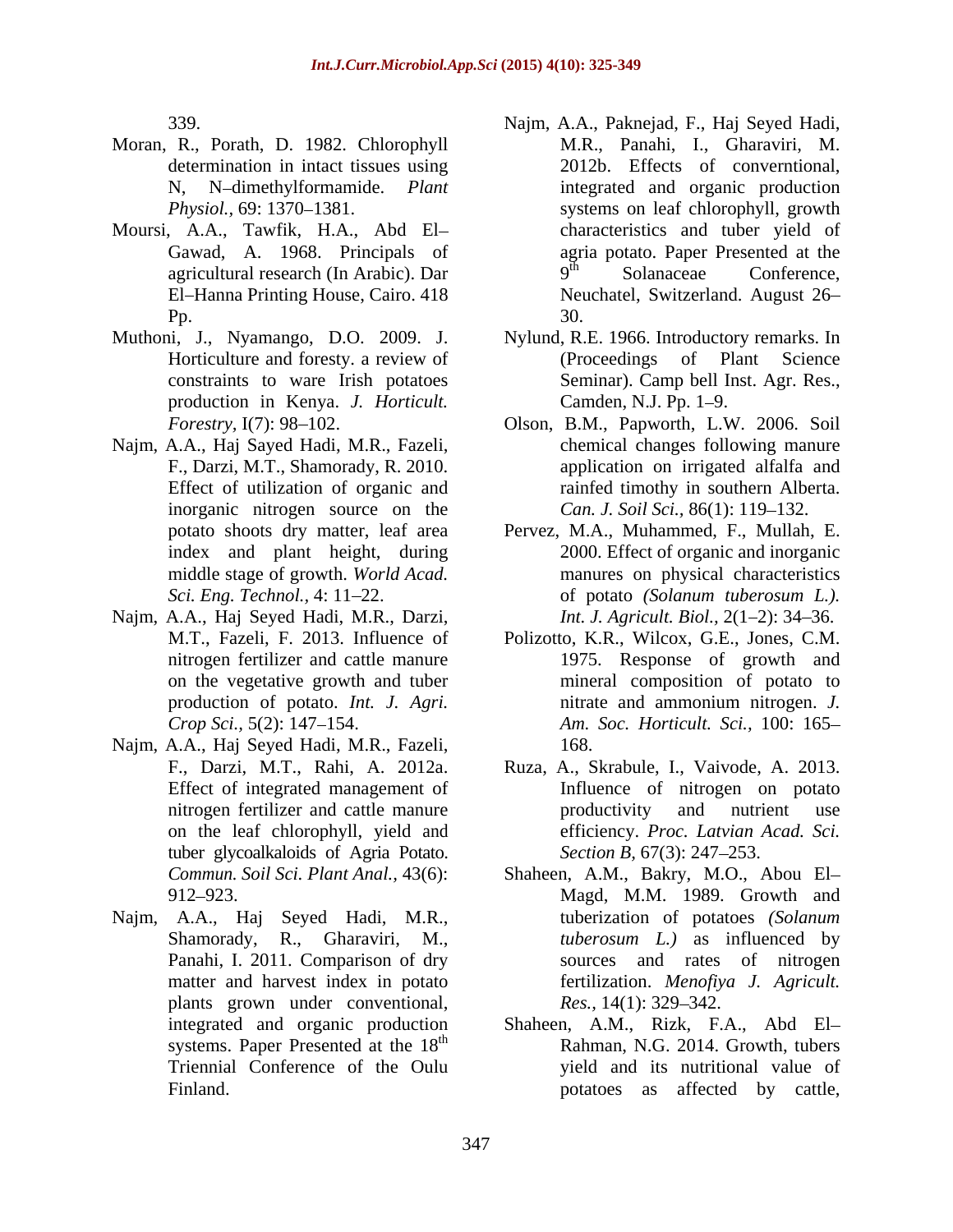339.

Moran, R., Porath, D. 1982. Chlorophyll determination in intact tissues using N, N–dimethylformamide. *Plant Physiol.,* 69: 1370–1381.

Moursi, A.A., Tawfik, H.A., Abd El–Gawad, A. 1968. Principals of agricultural research (In Arabic). Dar El–Hanna Printing House, Cairo. 418 Pp.

Muthoni, J., Nyamango, D.O. 2009. J. Horticulture and foresty. a review of constraints to ware Irish potatoes production in Kenya. *J. Horticult. Forestry,* I(7): 98–102.

Najm, A.A., Haj Sayed Hadi, M.R., Fazeli, F., Darzi, M.T., Shamorady, R. 2010. Effect of utilization of organic and inorganic nitrogen source on the potato shoots dry matter, leaf area index and plant height, during middle stage of growth. *World Acad. Sci. Eng. Technol.,* 4: 11–22.

Najm, A.A., Haj Seyed Hadi, M.R., Darzi, M.T., Fazeli, F. 2013. Influence of nitrogen fertilizer and cattle manure on the vegetative growth and tuber production of potato. *Int. J. Agri. Crop Sci.,* 5(2): 147–154.

Najm, A.A., Haj Seyed Hadi, M.R., Fazeli, F., Darzi, M.T., Rahi, A. 2012a. Effect of integrated management of nitrogen fertilizer and cattle manure on the leaf chlorophyll, yield and tuber glycoalkaloids of Agria Potato. *Commun. Soil Sci. Plant Anal.,* 43(6): 912–923.

Najm, A.A., Haj Seyed Hadi, M.R., Shamorady, R., Gharaviri, M., Panahi, I. 2011. Comparison of dry matter and harvest index in potato plants grown under conventional, integrated and organic production systems. Paper Presented at the 18th Triennial Conference of the Oulu Finland.

Najm, A.A., Paknejad, F., Haj Seyed Hadi, M.R., Panahi, I., Gharaviri, M. 2012b. Effects of converntional, integrated and organic production systems on leaf chlorophyll, growth characteristics and tuber yield of agria potato. Paper Presented at the 9th Solanaceae Conference, Neuchatel, Switzerland. August 26–30.

Nylund, R.E. 1966. Introductory remarks. In (Proceedings of Plant Science Seminar). Camp bell Inst. Agr. Res., Camden, N.J. Pp. 1–9.

Olson, B.M., Papworth, L.W. 2006. Soil chemical changes following manure application on irrigated alfalfa and rainfed timothy in southern Alberta. *Can. J. Soil Sci.,* 86(1): 119–132.

Pervez, M.A., Muhammed, F., Mullah, E. 2000. Effect of organic and inorganic manures on physical characteristics of potato *(Solanum tuberosum L.). Int. J. Agricult. Biol.,* 2(1–2): 34–36.

Polizotto, K.R., Wilcox, G.E., Jones, C.M. 1975. Response of growth and mineral composition of potato to nitrate and ammonium nitrogen. *J. Am. Soc. Horticult. Sci.,* 100: 165–168.

Ruza, A., Skrabule, I., Vaivode, A. 2013. Influence of nitrogen on potato productivity and nutrient use efficiency. *Proc. Latvian Acad. Sci. Section B,* 67(3): 247–253.

Shaheen, A.M., Bakry, M.O., Abou El–Magd, M.M. 1989. Growth and tuberization of potatoes *(Solanum tuberosum L.)* as influenced by sources and rates of nitrogen fertilization. *Menofiya J. Agricult. Res.,* 14(1): 329–342.

Shaheen, A.M., Rizk, F.A., Abd El–Rahman, N.G. 2014. Growth, tubers yield and its nutritional value of potatoes as affected by cattle,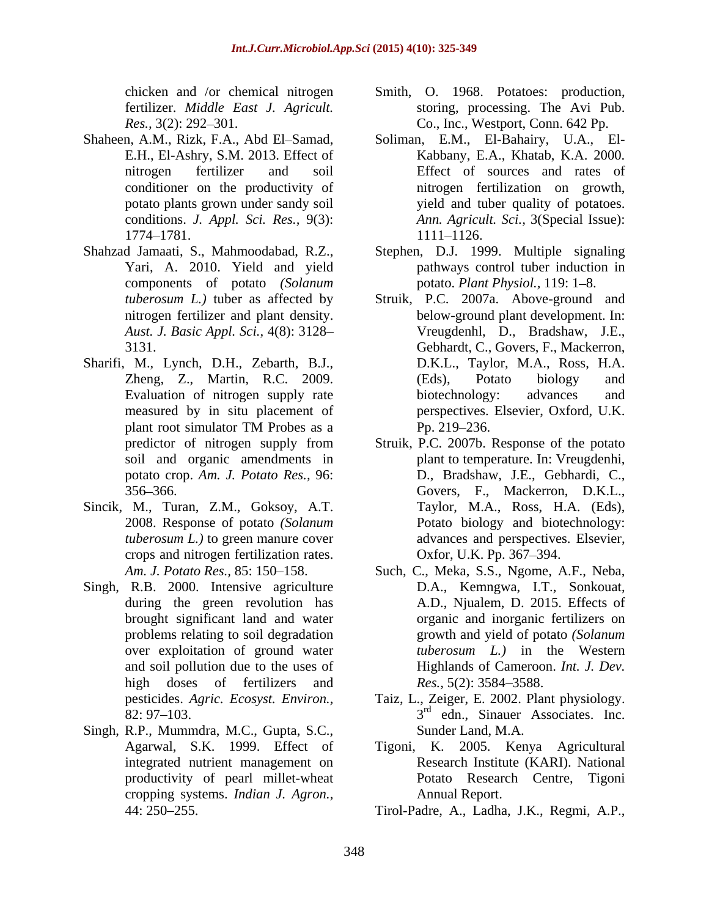chicken and /or chemical nitrogen fertilizer. *Middle East J. Agricult. Res.,* 3(2): 292–301.

Shaheen, A.M., Rizk, F.A., Abd El–Samad, E.H., El-Ashry, S.M. 2013. Effect of nitrogen fertilizer and soil conditioner on the productivity of potato plants grown under sandy soil conditions. *J. Appl. Sci. Res.,* 9(3): 1774–1781.

Shahzad Jamaati, S., Mahmoodabad, R.Z., Yari, A. 2010. Yield and yield components of potato *(Solanum tuberosum L.)* tuber as affected by nitrogen fertilizer and plant density. *Aust. J. Basic Appl. Sci.,* 4(8): 3128–3131.

Sharifi, M., Lynch, D.H., Zebarth, B.J., Zheng, Z., Martin, R.C. 2009. Evaluation of nitrogen supply rate measured by in situ placement of plant root simulator TM Probes as a predictor of nitrogen supply from soil and organic amendments in potato crop. *Am. J. Potato Res.,* 96: 356–366.

Sincik, M., Turan, Z.M., Goksoy, A.T. 2008. Response of potato *(Solanum tuberosum L.)* to green manure cover crops and nitrogen fertilization rates. *Am. J. Potato Res.,* 85: 150–158.

Singh, R.B. 2000. Intensive agriculture during the green revolution has brought significant land and water problems relating to soil degradation over exploitation of ground water and soil pollution due to the uses of high doses of fertilizers and pesticides. *Agric. Ecosyst. Environ.,* 82: 97–103.

Singh, R.P., Mummdra, M.C., Gupta, S.C., Agarwal, S.K. 1999. Effect of integrated nutrient management on productivity of pearl millet-wheat cropping systems. *Indian J. Agron.,* 44: 250–255.

Smith, O. 1968. Potatoes: production, storing, processing. The Avi Pub. Co., Inc., Westport, Conn. 642 Pp.

Soliman, E.M., El-Bahairy, U.A., El-Kabbany, E.A., Khatab, K.A. 2000. Effect of sources and rates of nitrogen fertilization on growth, yield and tuber quality of potatoes. *Ann. Agricult. Sci.,* 3(Special Issue): 1111–1126.

Stephen, D.J. 1999. Multiple signaling pathways control tuber induction in potato. *Plant Physiol.,* 119: 1–8.

Struik, P.C. 2007a. Above-ground and below-ground plant development. In: Vreugdenhl, D., Bradshaw, J.E., Gebhardt, C., Govers, F., Mackerron, D.K.L., Taylor, M.A., Ross, H.A. (Eds), Potato biology and biotechnology: advances and perspectives. Elsevier, Oxford, U.K. Pp. 219–236.

Struik, P.C. 2007b. Response of the potato plant to temperature. In: Vreugdenhi, D., Bradshaw, J.E., Gebhardi, C., Govers, F., Mackerron, D.K.L., Taylor, M.A., Ross, H.A. (Eds), Potato biology and biotechnology: advances and perspectives. Elsevier, Oxfor, U.K. Pp. 367–394.

Such, C., Meka, S.S., Ngome, A.F., Neba, D.A., Kemngwa, I.T., Sonkouat, A.D., Njualem, D. 2015. Effects of organic and inorganic fertilizers on growth and yield of potato *(Solanum tuberosum L.)* in the Western Highlands of Cameroon. *Int. J. Dev. Res.,* 5(2): 3584–3588.

Taiz, L., Zeiger, E. 2002. Plant physiology. 3rd edn., Sinauer Associates. Inc. Sunder Land, M.A.

Tigoni, K. 2005. Kenya Agricultural Research Institute (KARI). National Potato Research Centre, Tigoni Annual Report.

Tirol-Padre, A., Ladha, J.K., Regmi, A.P.,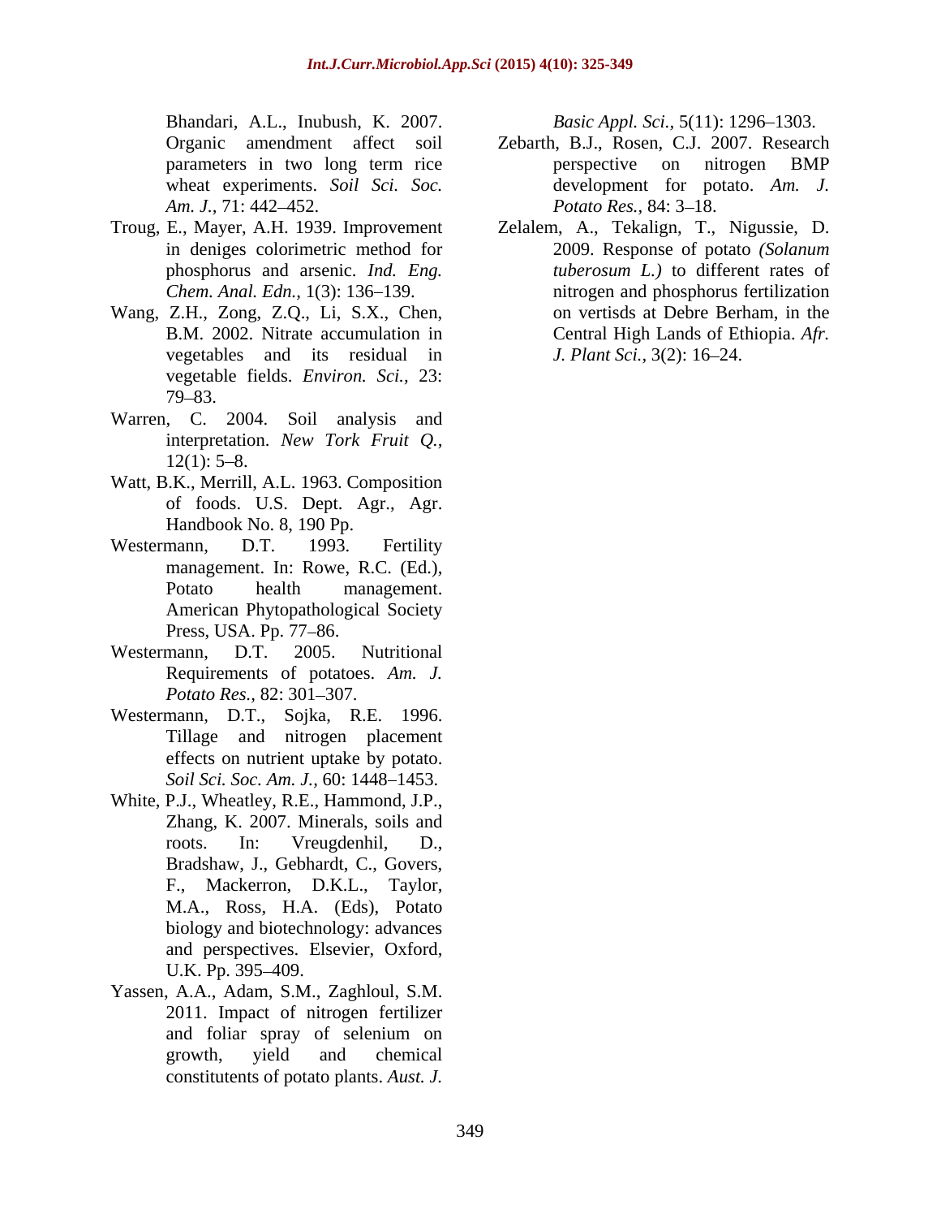Bhandari, A.L., Inubush, K. 2007. Organic amendment affect soil parameters in two long term rice wheat experiments. *Soil Sci. Soc. Am. J.,* 71: 442–452.

Troug, E., Mayer, A.H. 1939. Improvement in deniges colorimetric method for phosphorus and arsenic. *Ind. Eng. Chem. Anal. Edn.,* 1(3): 136–139.

Wang, Z.H., Zong, Z.Q., Li, S.X., Chen, B.M. 2002. Nitrate accumulation in vegetables and its residual in vegetable fields. *Environ. Sci.,* 23: 79–83.

Warren, C. 2004. Soil analysis and interpretation. *New Tork Fruit Q.,* 12(1): 5–8.

Watt, B.K., Merrill, A.L. 1963. Composition of foods. U.S. Dept. Agr., Agr. Handbook No. 8, 190 Pp.

Westermann, D.T. 1993. Fertility management. In: Rowe, R.C. (Ed.), Potato health management. American Phytopathological Society Press, USA. Pp. 77–86.

Westermann, D.T. 2005. Nutritional Requirements of potatoes. *Am. J. Potato Res.,* 82: 301–307.

Westermann, D.T., Sojka, R.E. 1996. Tillage and nitrogen placement effects on nutrient uptake by potato. *Soil Sci. Soc. Am. J.,* 60: 1448–1453.

White, P.J., Wheatley, R.E., Hammond, J.P., Zhang, K. 2007. Minerals, soils and roots. In: Vreugdenhil, D., Bradshaw, J., Gebhardt, C., Govers, F., Mackerron, D.K.L., Taylor, M.A., Ross, H.A. (Eds), Potato biology and biotechnology: advances and perspectives. Elsevier, Oxford, U.K. Pp. 395–409.

Yassen, A.A., Adam, S.M., Zaghloul, S.M. 2011. Impact of nitrogen fertilizer and foliar spray of selenium on growth, yield and chemical constitutents of potato plants. *Aust. J. Basic Appl. Sci.,* 5(11): 1296–1303.

Zebarth, B.J., Rosen, C.J. 2007. Research perspective on nitrogen BMP development for potato. *Am. J. Potato Res.,* 84: 3–18.

Zelalem, A., Tekalign, T., Nigussie, D. 2009. Response of potato *(Solanum tuberosum L.)* to different rates of nitrogen and phosphorus fertilization on vertisds at Debre Berham, in the Central High Lands of Ethiopia. *Afr. J. Plant Sci.,* 3(2): 16–24.